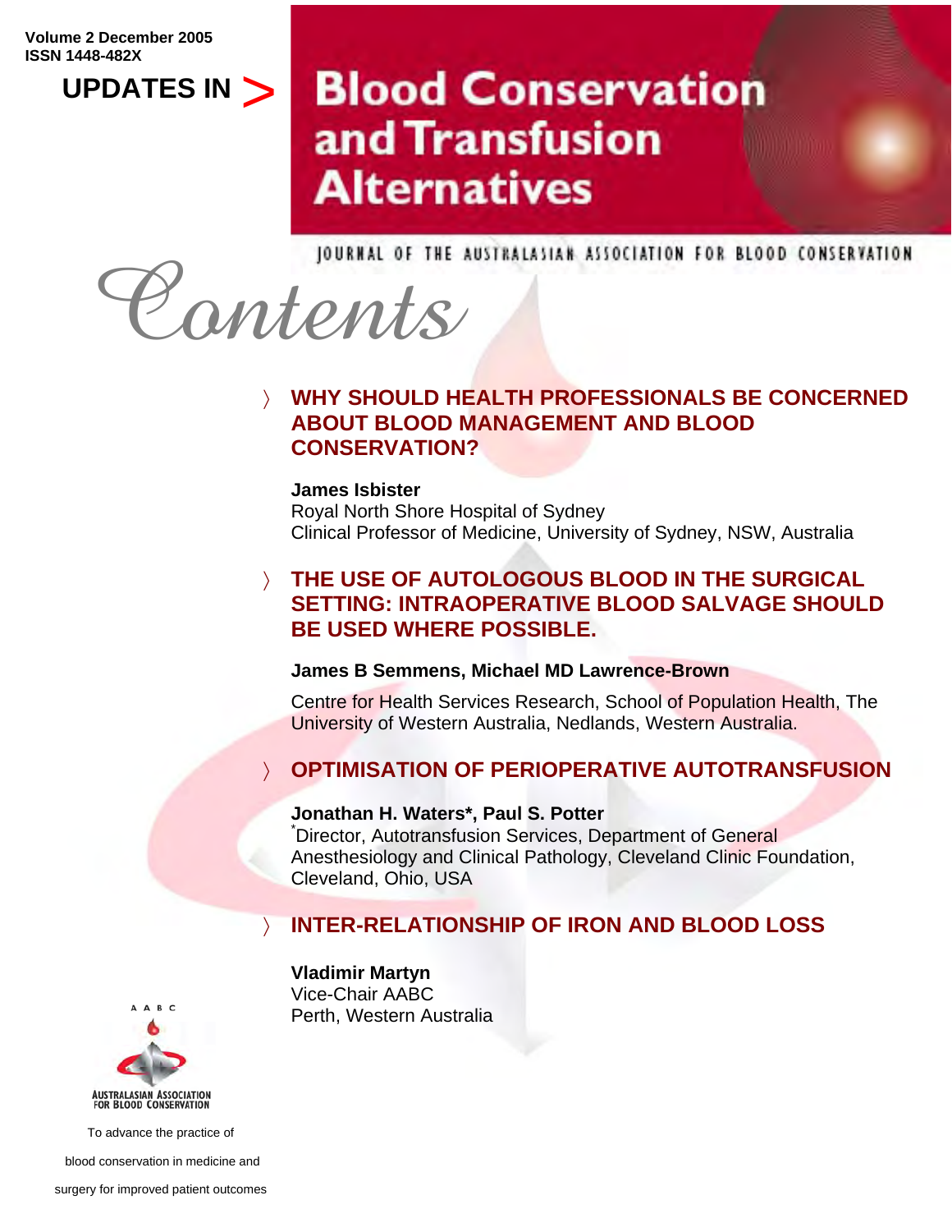Volume 2 December 2005
ISSN 1448-482X

# UPDATES IN > Blood Conservation and Transfusion Alternatives

JOURNAL OF THE AUSTRALASIAN ASSOCIATION FOR BLOOD CONSERVATION

# Contents

## WHY SHOULD HEALTH PROFESSIONALS BE CONCERNED ABOUT BLOOD MANAGEMENT AND BLOOD CONSERVATION?

**James Isbister**
Royal North Shore Hospital of Sydney
Clinical Professor of Medicine, University of Sydney, NSW, Australia

## THE USE OF AUTOLOGOUS BLOOD IN THE SURGICAL SETTING: INTRAOPERATIVE BLOOD SALVAGE SHOULD BE USED WHERE POSSIBLE.

**James B Semmens, Michael MD Lawrence-Brown**

Centre for Health Services Research, School of Population Health, The University of Western Australia, Nedlands, Western Australia.

## OPTIMISATION OF PERIOPERATIVE AUTOTRANSFUSION

**Jonathan H. Waters*, Paul S. Potter**
*Director, Autotransfusion Services, Department of General Anesthesiology and Clinical Pathology, Cleveland Clinic Foundation, Cleveland, Ohio, USA

## INTER-RELATIONSHIP OF IRON AND BLOOD LOSS

**Vladimir Martyn**
Vice-Chair AABC
Perth, Western Australia

AABC
AUSTRALASIAN ASSOCIATION FOR BLOOD CONSERVATION

To advance the practice of blood conservation in medicine and surgery for improved patient outcomes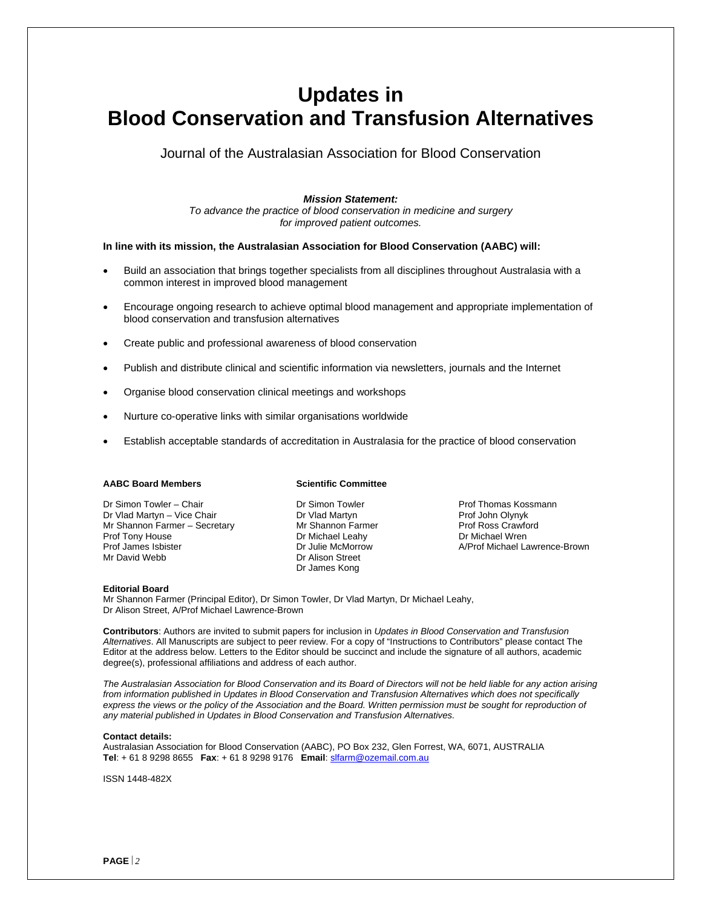# Updates in Blood Conservation and Transfusion Alternatives

Journal of the Australasian Association for Blood Conservation

***Mission Statement:***
*To advance the practice of blood conservation in medicine and surgery for improved patient outcomes.*

**In line with its mission, the Australasian Association for Blood Conservation (AABC) will:**

- Build an association that brings together specialists from all disciplines throughout Australasia with a common interest in improved blood management
- Encourage ongoing research to achieve optimal blood management and appropriate implementation of blood conservation and transfusion alternatives
- Create public and professional awareness of blood conservation
- Publish and distribute clinical and scientific information via newsletters, journals and the Internet
- Organise blood conservation clinical meetings and workshops
- Nurture co-operative links with similar organisations worldwide
- Establish acceptable standards of accreditation in Australasia for the practice of blood conservation

**AABC Board Members**

Dr Simon Towler – Chair
Dr Vlad Martyn – Vice Chair
Mr Shannon Farmer – Secretary
Prof Tony House
Prof James Isbister
Mr David Webb

**Scientific Committee**

Dr Simon Towler
Dr Vlad Martyn
Mr Shannon Farmer
Dr Michael Leahy
Dr Julie McMorrow
Dr Alison Street
Dr James Kong
Prof Thomas Kossmann
Prof John Olynyk
Prof Ross Crawford
Dr Michael Wren
A/Prof Michael Lawrence-Brown

**Editorial Board**
Mr Shannon Farmer (Principal Editor), Dr Simon Towler, Dr Vlad Martyn, Dr Michael Leahy, Dr Alison Street, A/Prof Michael Lawrence-Brown

**Contributors**: Authors are invited to submit papers for inclusion in *Updates in Blood Conservation and Transfusion Alternatives*. All Manuscripts are subject to peer review. For a copy of "Instructions to Contributors" please contact The Editor at the address below. Letters to the Editor should be succinct and include the signature of all authors, academic degree(s), professional affiliations and address of each author.

*The Australasian Association for Blood Conservation and its Board of Directors will not be held liable for any action arising from information published in Updates in Blood Conservation and Transfusion Alternatives which does not specifically express the views or the policy of the Association and the Board. Written permission must be sought for reproduction of any material published in Updates in Blood Conservation and Transfusion Alternatives.*

**Contact details:**
Australasian Association for Blood Conservation (AABC), PO Box 232, Glen Forrest, WA, 6071, AUSTRALIA
**Tel**: + 61 8 9298 8655 **Fax**: + 61 8 9298 9176 **Email**: slfarm@ozemail.com.au

ISSN 1448-482X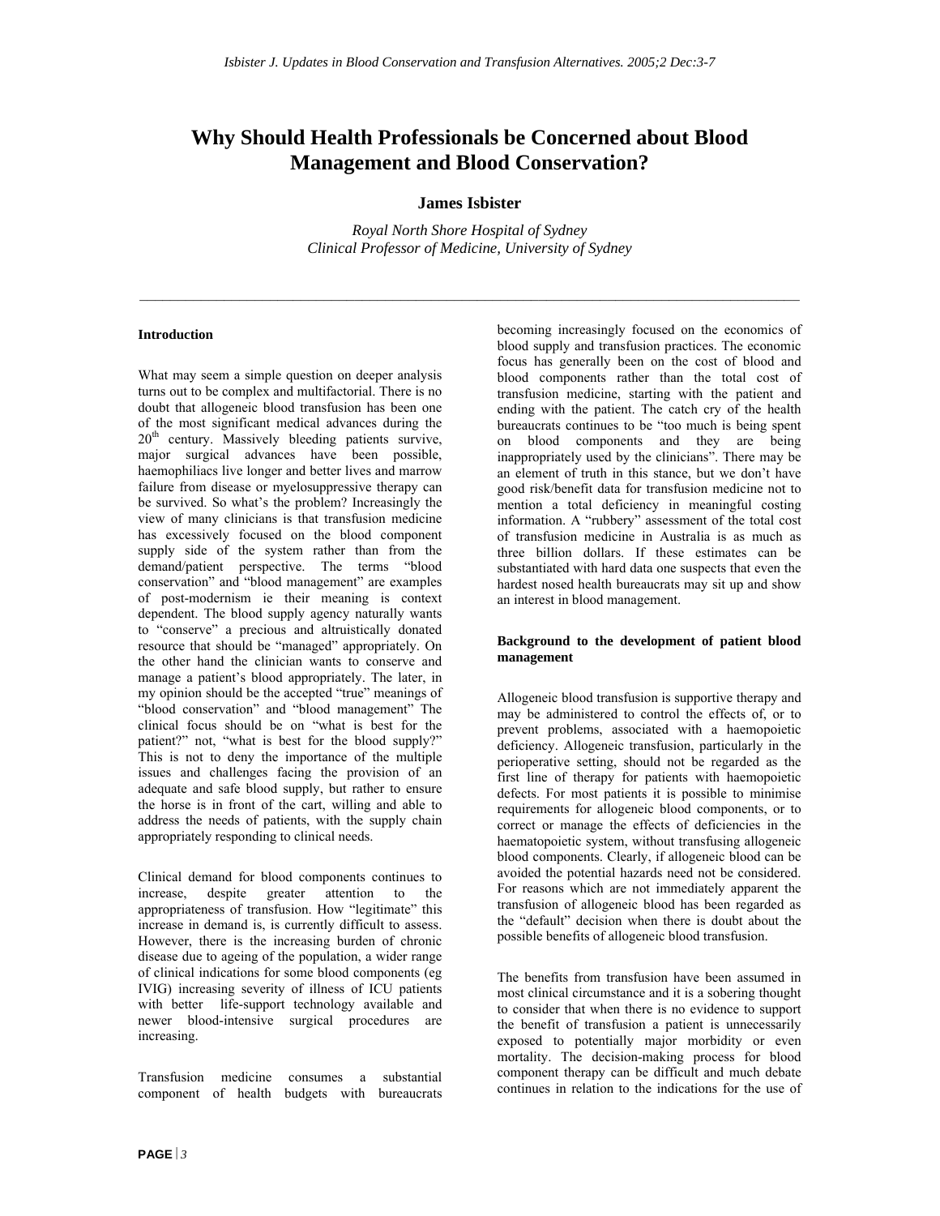# Why Should Health Professionals be Concerned about Blood Management and Blood Conservation?

**James Isbister**

*Royal North Shore Hospital of Sydney*
*Clinical Professor of Medicine, University of Sydney*

---

### Introduction

What may seem a simple question on deeper analysis turns out to be complex and multifactorial. There is no doubt that allogeneic blood transfusion has been one of the most significant medical advances during the 20th century. Massively bleeding patients survive, major surgical advances have been possible, haemophiliacs live longer and better lives and marrow failure from disease or myelosuppressive therapy can be survived. So what's the problem? Increasingly the view of many clinicians is that transfusion medicine has excessively focused on the blood component supply side of the system rather than from the demand/patient perspective. The terms "blood conservation" and "blood management" are examples of post-modernism ie their meaning is context dependent. The blood supply agency naturally wants to "conserve" a precious and altruistically donated resource that should be "managed" appropriately. On the other hand the clinician wants to conserve and manage a patient's blood appropriately. The later, in my opinion should be the accepted "true" meanings of "blood conservation" and "blood management" The clinical focus should be on "what is best for the patient?" not, "what is best for the blood supply?" This is not to deny the importance of the multiple issues and challenges facing the provision of an adequate and safe blood supply, but rather to ensure the horse is in front of the cart, willing and able to address the needs of patients, with the supply chain appropriately responding to clinical needs.

Clinical demand for blood components continues to increase, despite greater attention to the appropriateness of transfusion. How "legitimate" this increase in demand is, is currently difficult to assess. However, there is the increasing burden of chronic disease due to ageing of the population, a wider range of clinical indications for some blood components (eg IVIG) increasing severity of illness of ICU patients with better life-support technology available and newer blood-intensive surgical procedures are increasing.

Transfusion medicine consumes a substantial component of health budgets with bureaucrats becoming increasingly focused on the economics of blood supply and transfusion practices. The economic focus has generally been on the cost of blood and blood components rather than the total cost of transfusion medicine, starting with the patient and ending with the patient. The catch cry of the health bureaucrats continues to be "too much is being spent on blood components and they are being inappropriately used by the clinicians". There may be an element of truth in this stance, but we don't have good risk/benefit data for transfusion medicine not to mention a total deficiency in meaningful costing information. A "rubbery" assessment of the total cost of transfusion medicine in Australia is as much as three billion dollars. If these estimates can be substantiated with hard data one suspects that even the hardest nosed health bureaucrats may sit up and show an interest in blood management.

### Background to the development of patient blood management

Allogeneic blood transfusion is supportive therapy and may be administered to control the effects of, or to prevent problems, associated with a haemopoietic deficiency. Allogeneic transfusion, particularly in the perioperative setting, should not be regarded as the first line of therapy for patients with haemopoietic defects. For most patients it is possible to minimise requirements for allogeneic blood components, or to correct or manage the effects of deficiencies in the haematopoietic system, without transfusing allogeneic blood components. Clearly, if allogeneic blood can be avoided the potential hazards need not be considered. For reasons which are not immediately apparent the transfusion of allogeneic blood has been regarded as the "default" decision when there is doubt about the possible benefits of allogeneic blood transfusion.

The benefits from transfusion have been assumed in most clinical circumstance and it is a sobering thought to consider that when there is no evidence to support the benefit of transfusion a patient is unnecessarily exposed to potentially major morbidity or even mortality. The decision-making process for blood component therapy can be difficult and much debate continues in relation to the indications for the use of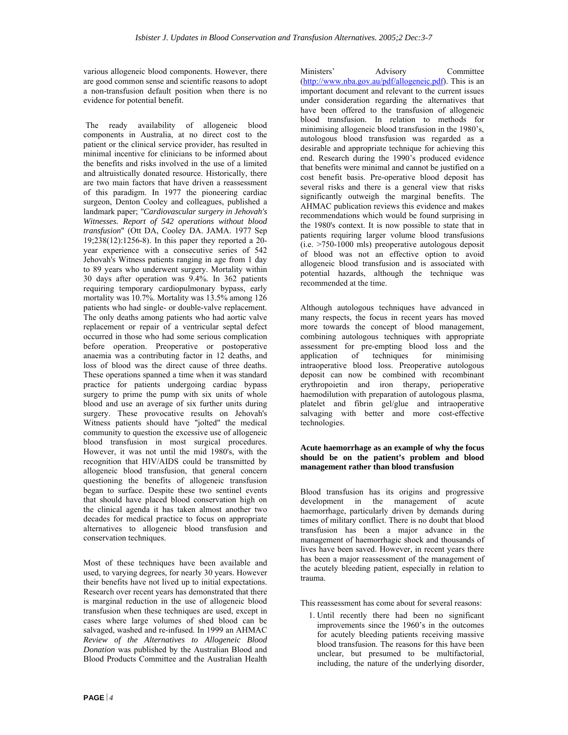various allogeneic blood components. However, there are good common sense and scientific reasons to adopt a non-transfusion default position when there is no evidence for potential benefit.

The ready availability of allogeneic blood components in Australia, at no direct cost to the patient or the clinical service provider, has resulted in minimal incentive for clinicians to be informed about the benefits and risks involved in the use of a limited and altruistically donated resource. Historically, there are two main factors that have driven a reassessment of this paradigm. In 1977 the pioneering cardiac surgeon, Denton Cooley and colleagues, published a landmark paper; *"Cardiovascular surgery in Jehovah's Witnesses. Report of 542 operations without blood transfusion"* (Ott DA, Cooley DA. JAMA. 1977 Sep 19;238(12):1256-8). In this paper they reported a 20-year experience with a consecutive series of 542 Jehovah's Witness patients ranging in age from 1 day to 89 years who underwent surgery. Mortality within 30 days after operation was 9.4%. In 362 patients requiring temporary cardiopulmonary bypass, early mortality was 10.7%. Mortality was 13.5% among 126 patients who had single- or double-valve replacement. The only deaths among patients who had aortic valve replacement or repair of a ventricular septal defect occurred in those who had some serious complication before operation. Preoperative or postoperative anaemia was a contributing factor in 12 deaths, and loss of blood was the direct cause of three deaths. These operations spanned a time when it was standard practice for patients undergoing cardiac bypass surgery to prime the pump with six units of whole blood and use an average of six further units during surgery. These provocative results on Jehovah's Witness patients should have "jolted" the medical community to question the excessive use of allogeneic blood transfusion in most surgical procedures. However, it was not until the mid 1980's, with the recognition that HIV/AIDS could be transmitted by allogeneic blood transfusion, that general concern questioning the benefits of allogeneic transfusion began to surface. Despite these two sentinel events that should have placed blood conservation high on the clinical agenda it has taken almost another two decades for medical practice to focus on appropriate alternatives to allogeneic blood transfusion and conservation techniques.

Most of these techniques have been available and used, to varying degrees, for nearly 30 years. However their benefits have not lived up to initial expectations. Research over recent years has demonstrated that there is marginal reduction in the use of allogeneic blood transfusion when these techniques are used, except in cases where large volumes of shed blood can be salvaged, washed and re-infused. In 1999 an AHMAC *Review of the Alternatives to Allogeneic Blood Donation* was published by the Australian Blood and Blood Products Committee and the Australian Health Ministers' Advisory Committee (http://www.nba.gov.au/pdf/allogeneic.pdf). This is an important document and relevant to the current issues under consideration regarding the alternatives that have been offered to the transfusion of allogeneic blood transfusion. In relation to methods for minimising allogeneic blood transfusion in the 1980's, autologous blood transfusion was regarded as a desirable and appropriate technique for achieving this end. Research during the 1990's produced evidence that benefits were minimal and cannot be justified on a cost benefit basis. Pre-operative blood deposit has several risks and there is a general view that risks significantly outweigh the marginal benefits. The AHMAC publication reviews this evidence and makes recommendations which would be found surprising in the 1980's context. It is now possible to state that in patients requiring larger volume blood transfusions (i.e. >750-1000 mls) preoperative autologous deposit of blood was not an effective option to avoid allogeneic blood transfusion and is associated with potential hazards, although the technique was recommended at the time.

Although autologous techniques have advanced in many respects, the focus in recent years has moved more towards the concept of blood management, combining autologous techniques with appropriate assessment for pre-empting blood loss and the application of techniques for minimising intraoperative blood loss. Preoperative autologous deposit can now be combined with recombinant erythropoietin and iron therapy, perioperative haemodilution with preparation of autologous plasma, platelet and fibrin gel/glue and intraoperative salvaging with better and more cost-effective technologies.

**Acute haemorrhage as an example of why the focus should be on the patient's problem and blood management rather than blood transfusion**

Blood transfusion has its origins and progressive development in the management of acute haemorrhage, particularly driven by demands during times of military conflict. There is no doubt that blood transfusion has been a major advance in the management of haemorrhagic shock and thousands of lives have been saved. However, in recent years there has been a major reassessment of the management of the acutely bleeding patient, especially in relation to trauma.

This reassessment has come about for several reasons:

1. Until recently there had been no significant improvements since the 1960's in the outcomes for acutely bleeding patients receiving massive blood transfusion. The reasons for this have been unclear, but presumed to be multifactorial, including, the nature of the underlying disorder,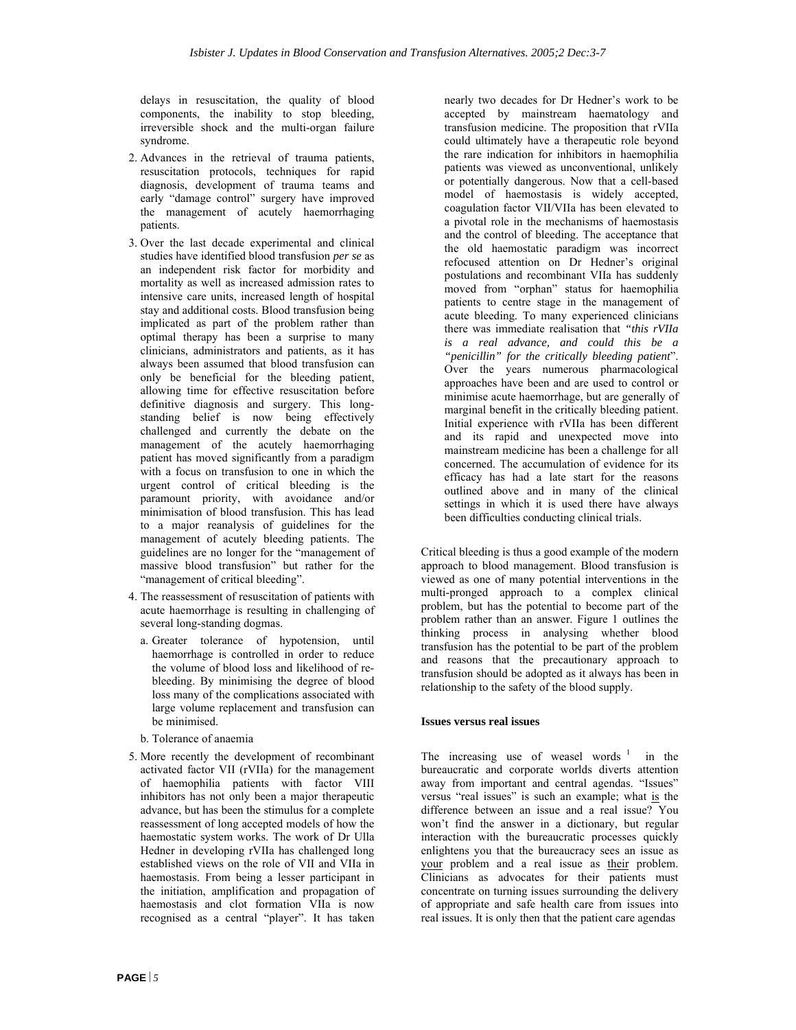delays in resuscitation, the quality of blood components, the inability to stop bleeding, irreversible shock and the multi-organ failure syndrome.

2. Advances in the retrieval of trauma patients, resuscitation protocols, techniques for rapid diagnosis, development of trauma teams and early "damage control" surgery have improved the management of acutely haemorrhaging patients.

3. Over the last decade experimental and clinical studies have identified blood transfusion *per se* as an independent risk factor for morbidity and mortality as well as increased admission rates to intensive care units, increased length of hospital stay and additional costs. Blood transfusion being implicated as part of the problem rather than optimal therapy has been a surprise to many clinicians, administrators and patients, as it has always been assumed that blood transfusion can only be beneficial for the bleeding patient, allowing time for effective resuscitation before definitive diagnosis and surgery. This long-standing belief is now being effectively challenged and currently the debate on the management of the acutely haemorrhaging patient has moved significantly from a paradigm with a focus on transfusion to one in which the urgent control of critical bleeding is the paramount priority, with avoidance and/or minimisation of blood transfusion. This has lead to a major reanalysis of guidelines for the management of acutely bleeding patients. The guidelines are no longer for the "management of massive blood transfusion" but rather for the "management of critical bleeding".

4. The reassessment of resuscitation of patients with acute haemorrhage is resulting in challenging of several long-standing dogmas.

   a. Greater tolerance of hypotension, until haemorrhage is controlled in order to reduce the volume of blood loss and likelihood of re-bleeding. By minimising the degree of blood loss many of the complications associated with large volume replacement and transfusion can be minimised.

   b. Tolerance of anaemia

5. More recently the development of recombinant activated factor VII (rVIIa) for the management of haemophilia patients with factor VIII inhibitors has not only been a major therapeutic advance, but has been the stimulus for a complete reassessment of long accepted models of how the haemostatic system works. The work of Dr Ulla Hedner in developing rVIIa has challenged long established views on the role of VII and VIIa in haemostasis. From being a lesser participant in the initiation, amplification and propagation of haemostasis and clot formation VIIa is now recognised as a central "player". It has taken nearly two decades for Dr Hedner's work to be accepted by mainstream haematology and transfusion medicine. The proposition that rVIIa could ultimately have a therapeutic role beyond the rare indication for inhibitors in haemophilia patients was viewed as unconventional, unlikely or potentially dangerous. Now that a cell-based model of haemostasis is widely accepted, coagulation factor VII/VIIa has been elevated to a pivotal role in the mechanisms of haemostasis and the control of bleeding. The acceptance that the old haemostatic paradigm was incorrect refocused attention on Dr Hedner's original postulations and recombinant VIIa has suddenly moved from "orphan" status for haemophilia patients to centre stage in the management of acute bleeding. To many experienced clinicians there was immediate realisation that *"this rVIIa is a real advance, and could this be a "penicillin" for the critically bleeding patient*". Over the years numerous pharmacological approaches have been and are used to control or minimise acute haemorrhage, but are generally of marginal benefit in the critically bleeding patient. Initial experience with rVIIa has been different and its rapid and unexpected move into mainstream medicine has been a challenge for all concerned. The accumulation of evidence for its efficacy has had a late start for the reasons outlined above and in many of the clinical settings in which it is used there have always been difficulties conducting clinical trials.

Critical bleeding is thus a good example of the modern approach to blood management. Blood transfusion is viewed as one of many potential interventions in the multi-pronged approach to a complex clinical problem, but has the potential to become part of the problem rather than an answer. Figure 1 outlines the thinking process in analysing whether blood transfusion has the potential to be part of the problem and reasons that the precautionary approach to transfusion should be adopted as it always has been in relationship to the safety of the blood supply.

### Issues versus real issues

The increasing use of weasel words [1] in the bureaucratic and corporate worlds diverts attention away from important and central agendas. "Issues" versus "real issues" is such an example; what <u>is</u> the difference between an issue and a real issue? You won't find the answer in a dictionary, but regular interaction with the bureaucratic processes quickly enlightens you that the bureaucracy sees an issue as <u>your</u> problem and a real issue as <u>their</u> problem. Clinicians as advocates for their patients must concentrate on turning issues surrounding the delivery of appropriate and safe health care from issues into real issues. It is only then that the patient care agendas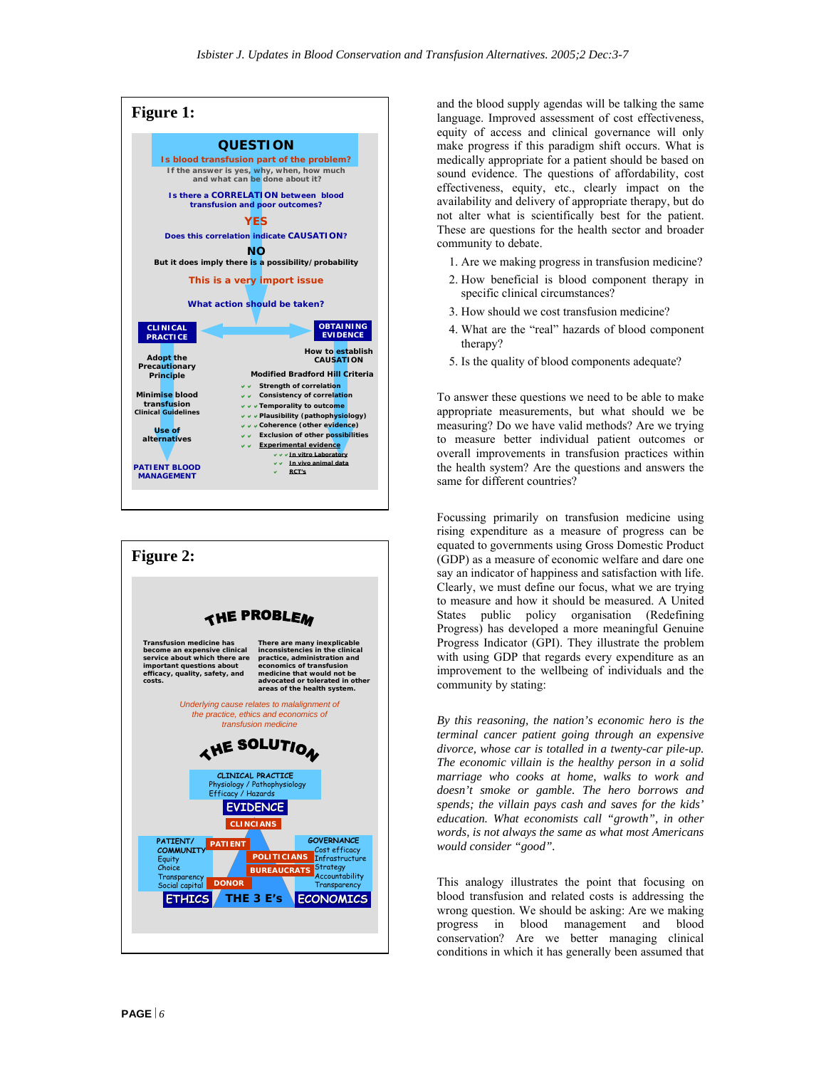## Figure 1:

**QUESTION**

Is blood transfusion part of the problem?

If the answer is yes, why, when, how much and what can be done about it?

Is there a CORRELATION between blood transfusion and poor outcomes?

YES

Does this correlation indicate CAUSATION?

NO

But it does imply there is a possibility/probability

This is a very import issue

What action should be taken?

**CLINICAL PRACTICE**

Adopt the Precautionary Principle

Minimise blood transfusion
Clinical Guidelines

Use of alternatives

PATIENT BLOOD MANAGEMENT

**OBTAINING EVIDENCE**

How to establish CAUSATION

Modified Bradford Hill Criteria

- ✔✔ Strength of correlation
- ✔✔ Consistency of correlation
- ✔✔✔ Temporality to outcome
- ✔✔✔ Plausibility (pathophysiology)
- ✔✔✔ Coherence (other evidence)
- ✔✔ Exclusion of other possibilities
- ✔✔ Experimental evidence
  - ✔✔✔ In vitro Laboratory
  - ✔✔ In vivo animal data
  - ✔ RCT's

## Figure 2:

**THE PROBLEM**

Transfusion medicine has become an expensive clinical service about which there are important questions about efficacy, quality, safety, and costs.

There are many inexplicable inconsistencies in the clinical practice, administration and economics of transfusion medicine that would not be advocated or tolerated in other areas of the health system.

*Underlying cause relates to malalignment of the practice, ethics and economics of transfusion medicine*

**THE SOLUTION**

CLINICAL PRACTICE
Physiology / Pathophysiology
Efficacy / Hazards

EVIDENCE

CLINICIANS

PATIENT/COMMUNITY
Equity
Choice
Transparency
Social capital

PATIENT

POLITICIANS

BUREAUCRATS

DONOR

GOVERNANCE
Cost efficacy
Infrastructure
Strategy
Accountability
Transparency

ETHICS — THE 3 E's — ECONOMICS

and the blood supply agendas will be talking the same language. Improved assessment of cost effectiveness, equity of access and clinical governance will only make progress if this paradigm shift occurs. What is medically appropriate for a patient should be based on sound evidence. The questions of affordability, cost effectiveness, equity, etc., clearly impact on the availability and delivery of appropriate therapy, but do not alter what is scientifically best for the patient. These are questions for the health sector and broader community to debate.

1. Are we making progress in transfusion medicine?
2. How beneficial is blood component therapy in specific clinical circumstances?
3. How should we cost transfusion medicine?
4. What are the "real" hazards of blood component therapy?
5. Is the quality of blood components adequate?

To answer these questions we need to be able to make appropriate measurements, but what should we be measuring? Do we have valid methods? Are we trying to measure better individual patient outcomes or overall improvements in transfusion practices within the health system? Are the questions and answers the same for different countries?

Focussing primarily on transfusion medicine using rising expenditure as a measure of progress can be equated to governments using Gross Domestic Product (GDP) as a measure of economic welfare and dare one say an indicator of happiness and satisfaction with life. Clearly, we must define our focus, what we are trying to measure and how it should be measured. A United States public policy organisation (Redefining Progress) has developed a more meaningful Genuine Progress Indicator (GPI). They illustrate the problem with using GDP that regards every expenditure as an improvement to the wellbeing of individuals and the community by stating:

*By this reasoning, the nation's economic hero is the terminal cancer patient going through an expensive divorce, whose car is totalled in a twenty-car pile-up. The economic villain is the healthy person in a solid marriage who cooks at home, walks to work and doesn't smoke or gamble. The hero borrows and spends; the villain pays cash and saves for the kids' education. What economists call "growth", in other words, is not always the same as what most Americans would consider "good".*

This analogy illustrates the point that focusing on blood transfusion and related costs is addressing the wrong question. We should be asking: Are we making progress in blood management and blood conservation? Are we better managing clinical conditions in which it has generally been assumed that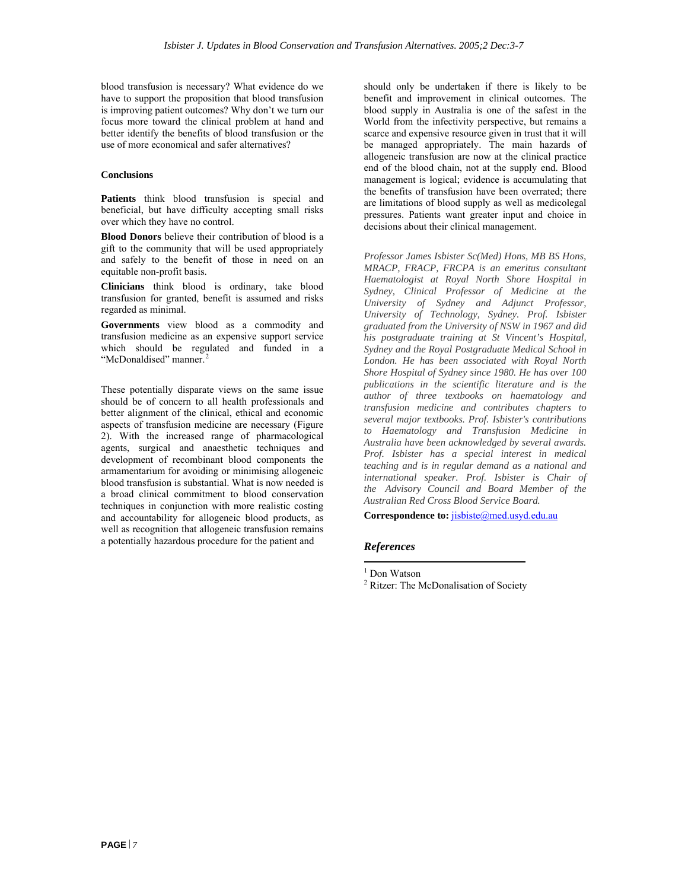blood transfusion is necessary? What evidence do we have to support the proposition that blood transfusion is improving patient outcomes? Why don't we turn our focus more toward the clinical problem at hand and better identify the benefits of blood transfusion or the use of more economical and safer alternatives?

## Conclusions

**Patients** think blood transfusion is special and beneficial, but have difficulty accepting small risks over which they have no control.

**Blood Donors** believe their contribution of blood is a gift to the community that will be used appropriately and safely to the benefit of those in need on an equitable non-profit basis.

**Clinicians** think blood is ordinary, take blood transfusion for granted, benefit is assumed and risks regarded as minimal.

**Governments** view blood as a commodity and transfusion medicine as an expensive support service which should be regulated and funded in a "McDonaldised" manner.[2]

These potentially disparate views on the same issue should be of concern to all health professionals and better alignment of the clinical, ethical and economic aspects of transfusion medicine are necessary (Figure 2). With the increased range of pharmacological agents, surgical and anaesthetic techniques and development of recombinant blood components the armamentarium for avoiding or minimising allogeneic blood transfusion is substantial. What is now needed is a broad clinical commitment to blood conservation techniques in conjunction with more realistic costing and accountability for allogeneic blood products, as well as recognition that allogeneic transfusion remains a potentially hazardous procedure for the patient and should only be undertaken if there is likely to be benefit and improvement in clinical outcomes. The blood supply in Australia is one of the safest in the World from the infectivity perspective, but remains a scarce and expensive resource given in trust that it will be managed appropriately. The main hazards of allogeneic transfusion are now at the clinical practice end of the blood chain, not at the supply end. Blood management is logical; evidence is accumulating that the benefits of transfusion have been overrated; there are limitations of blood supply as well as medicolegal pressures. Patients want greater input and choice in decisions about their clinical management.

*Professor James Isbister Sc(Med) Hons, MB BS Hons, MRACP, FRACP, FRCPA is an emeritus consultant Haematologist at Royal North Shore Hospital in Sydney, Clinical Professor of Medicine at the University of Sydney and Adjunct Professor, University of Technology, Sydney. Prof. Isbister graduated from the University of NSW in 1967 and did his postgraduate training at St Vincent's Hospital, Sydney and the Royal Postgraduate Medical School in London. He has been associated with Royal North Shore Hospital of Sydney since 1980. He has over 100 publications in the scientific literature and is the author of three textbooks on haematology and transfusion medicine and contributes chapters to several major textbooks. Prof. Isbister's contributions to Haematology and Transfusion Medicine in Australia have been acknowledged by several awards. Prof. Isbister has a special interest in medical teaching and is in regular demand as a national and international speaker. Prof. Isbister is Chair of the Advisory Council and Board Member of the Australian Red Cross Blood Service Board.*

**Correspondence to:** jisbiste@med.usyd.edu.au

### *References*

[1] Don Watson

[2] Ritzer: The McDonalisation of Society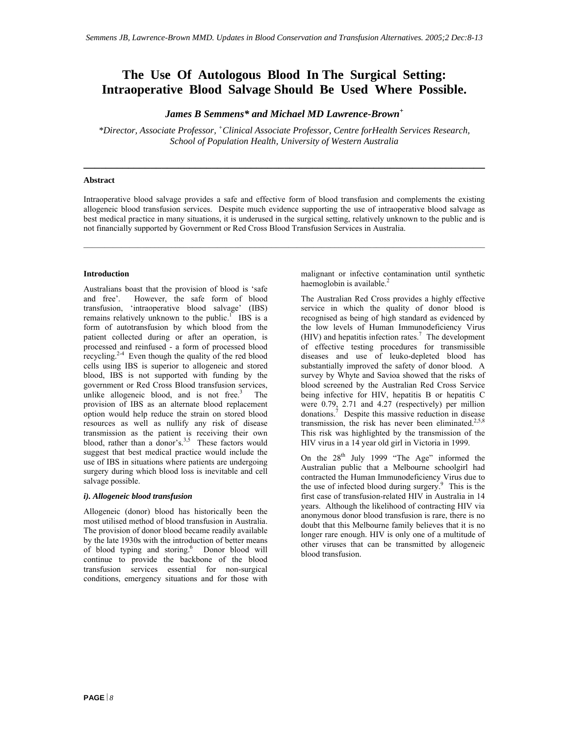# The Use Of Autologous Blood In The Surgical Setting: Intraoperative Blood Salvage Should Be Used Where Possible.

***James B Semmens\* and Michael MD Lawrence-Brown[+]***

*\*Director, Associate Professor, [+]Clinical Associate Professor, Centre forHealth Services Research, School of Population Health, University of Western Australia*

---

**Abstract**

Intraoperative blood salvage provides a safe and effective form of blood transfusion and complements the existing allogeneic blood transfusion services. Despite much evidence supporting the use of intraoperative blood salvage as best medical practice in many situations, it is underused in the surgical setting, relatively unknown to the public and is not financially supported by Government or Red Cross Blood Transfusion Services in Australia.

---

**Introduction**

Australians boast that the provision of blood is 'safe and free'. However, the safe form of blood transfusion, 'intraoperative blood salvage' (IBS) remains relatively unknown to the public.[1] IBS is a form of autotransfusion by which blood from the patient collected during or after an operation, is processed and reinfused - a form of processed blood recycling.[2-4] Even though the quality of the red blood cells using IBS is superior to allogeneic and stored blood, IBS is not supported with funding by the government or Red Cross Blood transfusion services, unlike allogeneic blood, and is not free.[3] The provision of IBS as an alternate blood replacement option would help reduce the strain on stored blood resources as well as nullify any risk of disease transmission as the patient is receiving their own blood, rather than a donor's.[3,5] These factors would suggest that best medical practice would include the use of IBS in situations where patients are undergoing surgery during which blood loss is inevitable and cell salvage possible.

***i). Allogeneic blood transfusion***

Allogeneic (donor) blood has historically been the most utilised method of blood transfusion in Australia. The provision of donor blood became readily available by the late 1930s with the introduction of better means of blood typing and storing.[6] Donor blood will continue to provide the backbone of the blood transfusion services essential for non-surgical conditions, emergency situations and for those with malignant or infective contamination until synthetic haemoglobin is available.[2]

The Australian Red Cross provides a highly effective service in which the quality of donor blood is recognised as being of high standard as evidenced by the low levels of Human Immunodeficiency Virus (HIV) and hepatitis infection rates.[7] The development of effective testing procedures for transmissible diseases and use of leuko-depleted blood has substantially improved the safety of donor blood. A survey by Whyte and Savioa showed that the risks of blood screened by the Australian Red Cross Service being infective for HIV, hepatitis B or hepatitis C were 0.79, 2.71 and 4.27 (respectively) per million donations.[7] Despite this massive reduction in disease transmission, the risk has never been eliminated.[2,5,8] This risk was highlighted by the transmission of the HIV virus in a 14 year old girl in Victoria in 1999.

On the 28th July 1999 "The Age" informed the Australian public that a Melbourne schoolgirl had contracted the Human Immunodeficiency Virus due to the use of infected blood during surgery.[9] This is the first case of transfusion-related HIV in Australia in 14 years. Although the likelihood of contracting HIV via anonymous donor blood transfusion is rare, there is no doubt that this Melbourne family believes that it is no longer rare enough. HIV is only one of a multitude of other viruses that can be transmitted by allogeneic blood transfusion.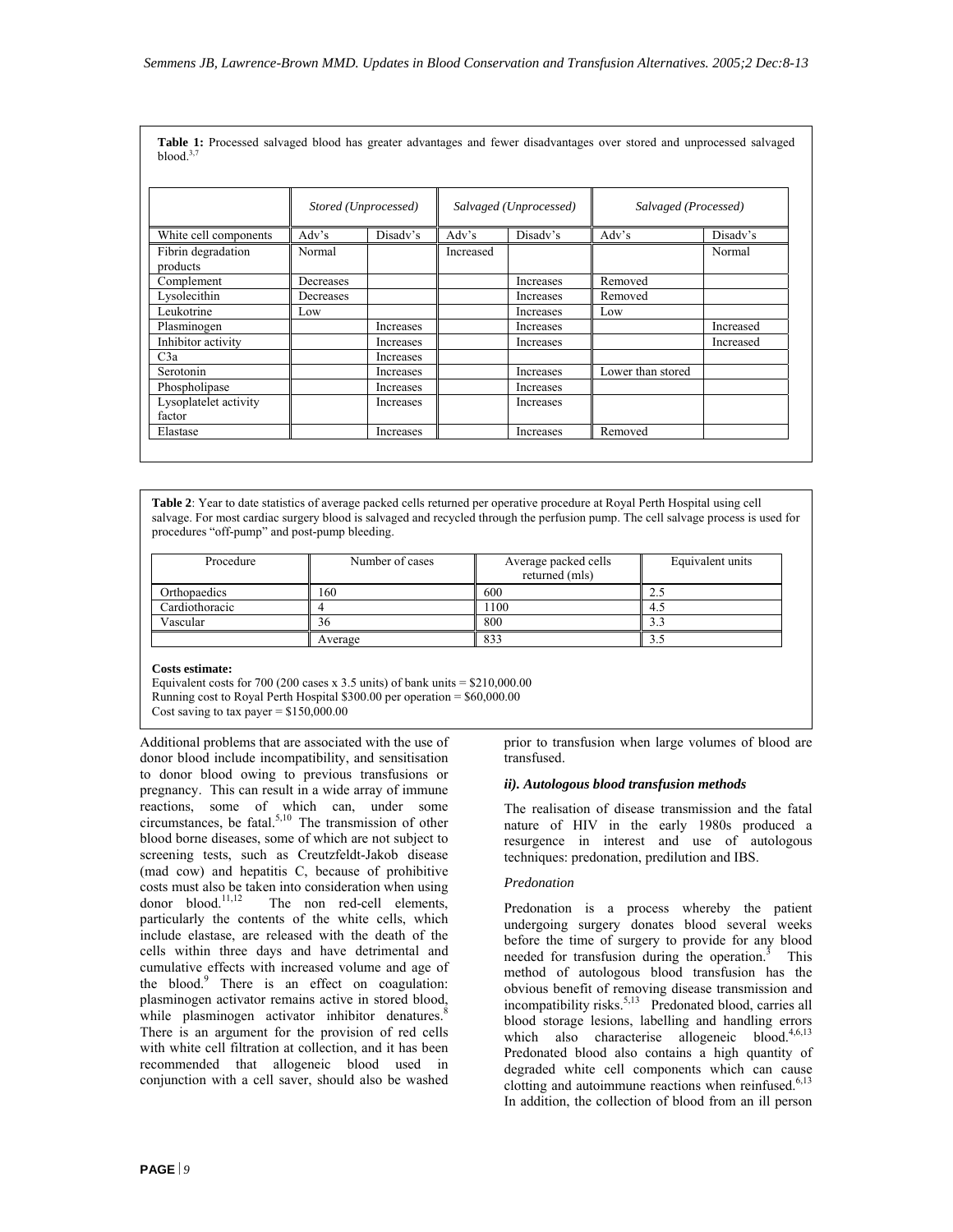**Table 1:** Processed salvaged blood has greater advantages and fewer disadvantages over stored and unprocessed salvaged blood.[3,7]

| | *Stored (Unprocessed)* | | *Salvaged (Unprocessed)* | | *Salvaged (Processed)* | |
|---|---|---|---|---|---|---|
| White cell components | Adv's | Disadv's | Adv's | Disadv's | Adv's | Disadv's |
| Fibrin degradation products | Normal | | Increased | | | Normal |
| Complement | Decreases | | | Increases | Removed | |
| Lysolecithin | Decreases | | | Increases | Removed | |
| Leukotrine | Low | | | Increases | Low | |
| Plasminogen | | Increases | | Increases | | Increased |
| Inhibitor activity | | Increases | | Increases | | Increased |
| C3a | | Increases | | | | |
| Serotonin | | Increases | | Increases | Lower than stored | |
| Phospholipase | | Increases | | Increases | | |
| Lysoplatelet activity factor | | Increases | | Increases | | |
| Elastase | | Increases | | Increases | Removed | |

**Table 2**: Year to date statistics of average packed cells returned per operative procedure at Royal Perth Hospital using cell salvage. For most cardiac surgery blood is salvaged and recycled through the perfusion pump. The cell salvage process is used for procedures "off-pump" and post-pump bleeding.

| Procedure | Number of cases | Average packed cells returned (mls) | Equivalent units |
|---|---|---|---|
| Orthopaedics | 160 | 600 | 2.5 |
| Cardiothoracic | 4 | 1100 | 4.5 |
| Vascular | 36 | 800 | 3.3 |
| | Average | 833 | 3.5 |

**Costs estimate:**

Equivalent costs for 700 (200 cases x 3.5 units) of bank units = $210,000.00
Running cost to Royal Perth Hospital $300.00 per operation = $60,000.00
Cost saving to tax payer = $150,000.00

Additional problems that are associated with the use of donor blood include incompatibility, and sensitisation to donor blood owing to previous transfusions or pregnancy. This can result in a wide array of immune reactions, some of which can, under some circumstances, be fatal.[5,10] The transmission of other blood borne diseases, some of which are not subject to screening tests, such as Creutzfeldt-Jakob disease (mad cow) and hepatitis C, because of prohibitive costs must also be taken into consideration when using donor blood.[11,12] The non red-cell elements, particularly the contents of the white cells, which include elastase, are released with the death of the cells within three days and have detrimental and cumulative effects with increased volume and age of the blood.[9] There is an effect on coagulation: plasminogen activator remains active in stored blood, while plasminogen activator inhibitor denatures.[8] There is an argument for the provision of red cells with white cell filtration at collection, and it has been recommended that allogeneic blood used in conjunction with a cell saver, should also be washed prior to transfusion when large volumes of blood are transfused.

### *ii). Autologous blood transfusion methods*

The realisation of disease transmission and the fatal nature of HIV in the early 1980s produced a resurgence in interest and use of autologous techniques: predonation, predilution and IBS.

#### *Predonation*

Predonation is a process whereby the patient undergoing surgery donates blood several weeks before the time of surgery to provide for any blood needed for transfusion during the operation.[3] This method of autologous blood transfusion has the obvious benefit of removing disease transmission and incompatibility risks.[5,13] Predonated blood, carries all blood storage lesions, labelling and handling errors which also characterise allogeneic blood.[4,6,13] Predonated blood also contains a high quantity of degraded white cell components which can cause clotting and autoimmune reactions when reinfused.[6,13] In addition, the collection of blood from an ill person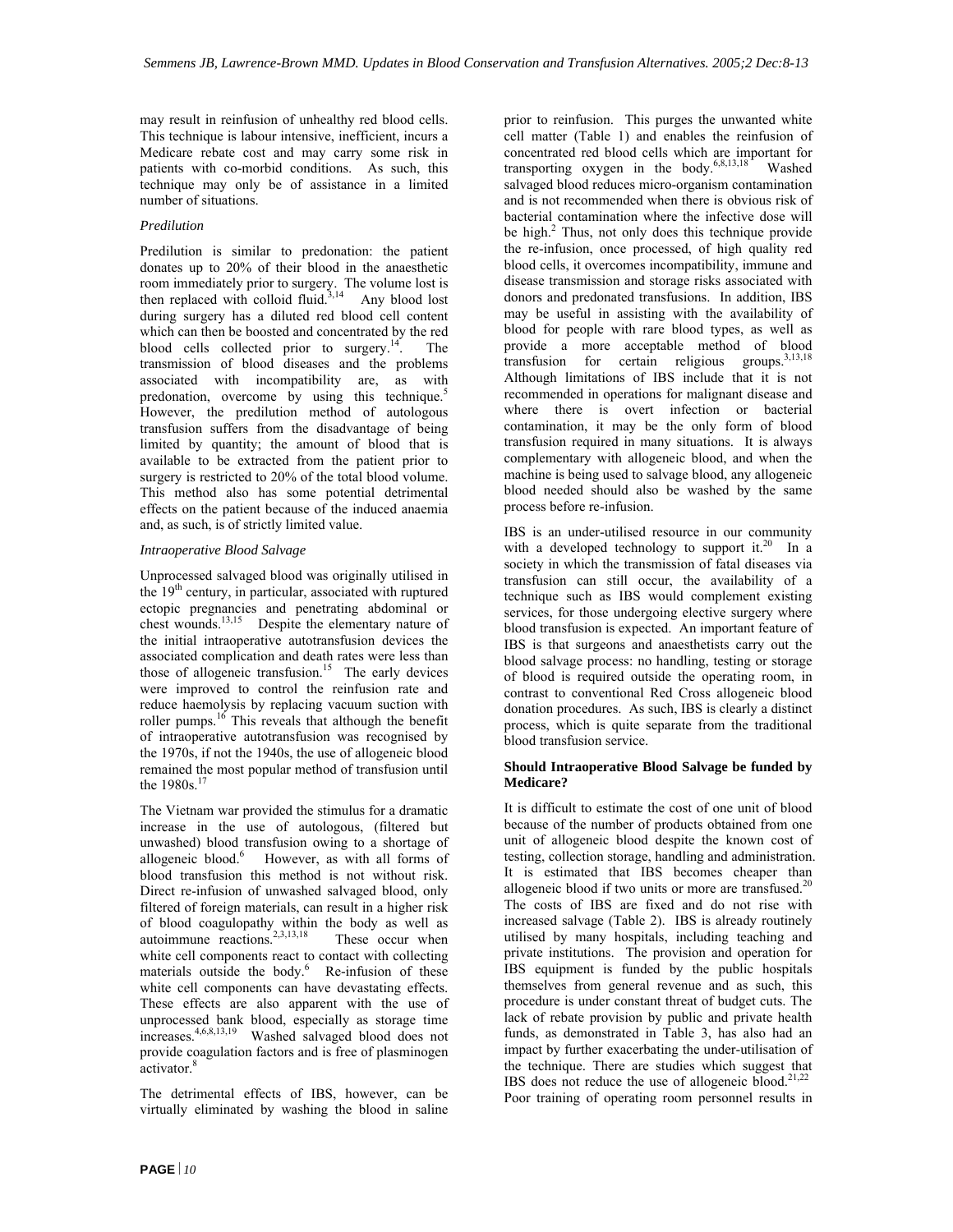may result in reinfusion of unhealthy red blood cells. This technique is labour intensive, inefficient, incurs a Medicare rebate cost and may carry some risk in patients with co-morbid conditions. As such, this technique may only be of assistance in a limited number of situations.

### *Predilution*

Predilution is similar to predonation: the patient donates up to 20% of their blood in the anaesthetic room immediately prior to surgery. The volume lost is then replaced with colloid fluid.[3,14] Any blood lost during surgery has a diluted red blood cell content which can then be boosted and concentrated by the red blood cells collected prior to surgery.[14]. The transmission of blood diseases and the problems associated with incompatibility are, as with predonation, overcome by using this technique.[5] However, the predilution method of autologous transfusion suffers from the disadvantage of being limited by quantity; the amount of blood that is available to be extracted from the patient prior to surgery is restricted to 20% of the total blood volume. This method also has some potential detrimental effects on the patient because of the induced anaemia and, as such, is of strictly limited value.

### *Intraoperative Blood Salvage*

Unprocessed salvaged blood was originally utilised in the 19th century, in particular, associated with ruptured ectopic pregnancies and penetrating abdominal or chest wounds.[13,15] Despite the elementary nature of the initial intraoperative autotransfusion devices the associated complication and death rates were less than those of allogeneic transfusion.[15] The early devices were improved to control the reinfusion rate and reduce haemolysis by replacing vacuum suction with roller pumps.[16] This reveals that although the benefit of intraoperative autotransfusion was recognised by the 1970s, if not the 1940s, the use of allogeneic blood remained the most popular method of transfusion until the 1980s.[17]

The Vietnam war provided the stimulus for a dramatic increase in the use of autologous, (filtered but unwashed) blood transfusion owing to a shortage of allogeneic blood.[6] However, as with all forms of blood transfusion this method is not without risk. Direct re-infusion of unwashed salvaged blood, only filtered of foreign materials, can result in a higher risk of blood coagulopathy within the body as well as autoimmune reactions.[2,3,13,18] These occur when white cell components react to contact with collecting materials outside the body.[6] Re-infusion of these white cell components can have devastating effects. These effects are also apparent with the use of unprocessed bank blood, especially as storage time increases.[4,6,8,13,19] Washed salvaged blood does not provide coagulation factors and is free of plasminogen activator.[8]

The detrimental effects of IBS, however, can be virtually eliminated by washing the blood in saline prior to reinfusion. This purges the unwanted white cell matter (Table 1) and enables the reinfusion of concentrated red blood cells which are important for transporting oxygen in the body.[6,8,13,18] Washed salvaged blood reduces micro-organism contamination and is not recommended when there is obvious risk of bacterial contamination where the infective dose will be high.[2] Thus, not only does this technique provide the re-infusion, once processed, of high quality red blood cells, it overcomes incompatibility, immune and disease transmission and storage risks associated with donors and predonated transfusions. In addition, IBS may be useful in assisting with the availability of blood for people with rare blood types, as well as provide a more acceptable method of blood transfusion for certain religious groups.[3,13,18] Although limitations of IBS include that it is not recommended in operations for malignant disease and where there is overt infection or bacterial contamination, it may be the only form of blood transfusion required in many situations. It is always complementary with allogeneic blood, and when the machine is being used to salvage blood, any allogeneic blood needed should also be washed by the same process before re-infusion.

IBS is an under-utilised resource in our community with a developed technology to support it.[20] In a society in which the transmission of fatal diseases via transfusion can still occur, the availability of a technique such as IBS would complement existing services, for those undergoing elective surgery where blood transfusion is expected. An important feature of IBS is that surgeons and anaesthetists carry out the blood salvage process: no handling, testing or storage of blood is required outside the operating room, in contrast to conventional Red Cross allogeneic blood donation procedures. As such, IBS is clearly a distinct process, which is quite separate from the traditional blood transfusion service.

### Should Intraoperative Blood Salvage be funded by Medicare?

It is difficult to estimate the cost of one unit of blood because of the number of products obtained from one unit of allogeneic blood despite the known cost of testing, collection storage, handling and administration. It is estimated that IBS becomes cheaper than allogeneic blood if two units or more are transfused.[20] The costs of IBS are fixed and do not rise with increased salvage (Table 2). IBS is already routinely utilised by many hospitals, including teaching and private institutions. The provision and operation for IBS equipment is funded by the public hospitals themselves from general revenue and as such, this procedure is under constant threat of budget cuts. The lack of rebate provision by public and private health funds, as demonstrated in Table 3, has also had an impact by further exacerbating the under-utilisation of the technique. There are studies which suggest that IBS does not reduce the use of allogeneic blood.[21,22] Poor training of operating room personnel results in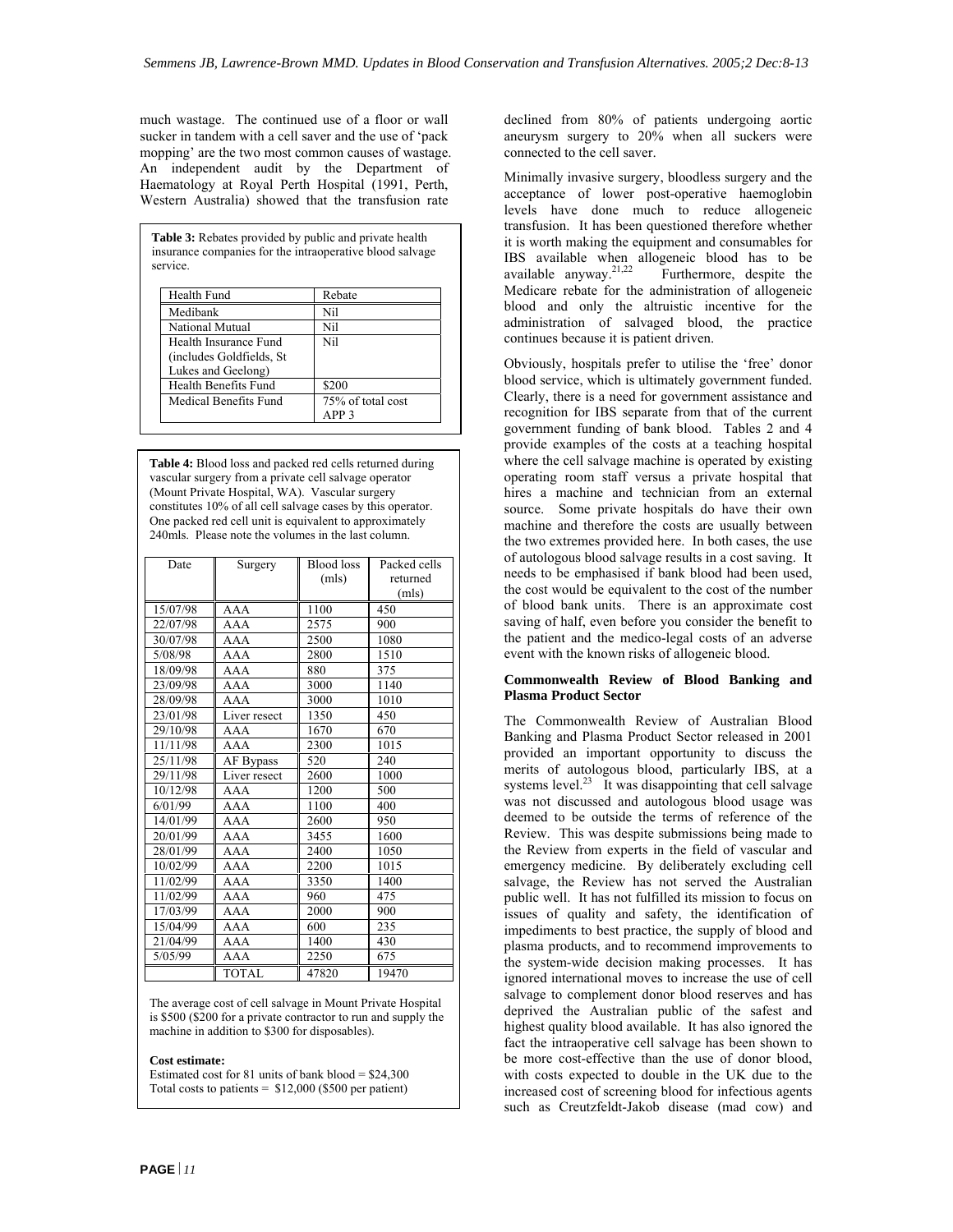much wastage. The continued use of a floor or wall sucker in tandem with a cell saver and the use of 'pack mopping' are the two most common causes of wastage. An independent audit by the Department of Haematology at Royal Perth Hospital (1991, Perth, Western Australia) showed that the transfusion rate declined from 80% of patients undergoing aortic aneurysm surgery to 20% when all suckers were connected to the cell saver.

**Table 3:** Rebates provided by public and private health insurance companies for the intraoperative blood salvage service.

| Health Fund | Rebate |
|---|---|
| Medibank | Nil |
| National Mutual | Nil |
| Health Insurance Fund (includes Goldfields, St Lukes and Geelong) | Nil |
| Health Benefits Fund | $200 |
| Medical Benefits Fund | 75% of total cost APP 3 |

**Table 4:** Blood loss and packed red cells returned during vascular surgery from a private cell salvage operator (Mount Private Hospital, WA). Vascular surgery constitutes 10% of all cell salvage cases by this operator. One packed red cell unit is equivalent to approximately 240mls. Please note the volumes in the last column.

| Date | Surgery | Blood loss (mls) | Packed cells returned (mls) |
|---|---|---|---|
| 15/07/98 | AAA | 1100 | 450 |
| 22/07/98 | AAA | 2575 | 900 |
| 30/07/98 | AAA | 2500 | 1080 |
| 5/08/98 | AAA | 2800 | 1510 |
| 18/09/98 | AAA | 880 | 375 |
| 23/09/98 | AAA | 3000 | 1140 |
| 28/09/98 | AAA | 3000 | 1010 |
| 23/01/98 | Liver resect | 1350 | 450 |
| 29/10/98 | AAA | 1670 | 670 |
| 11/11/98 | AAA | 2300 | 1015 |
| 25/11/98 | AF Bypass | 520 | 240 |
| 29/11/98 | Liver resect | 2600 | 1000 |
| 10/12/98 | AAA | 1200 | 500 |
| 6/01/99 | AAA | 1100 | 400 |
| 14/01/99 | AAA | 2600 | 950 |
| 20/01/99 | AAA | 3455 | 1600 |
| 28/01/99 | AAA | 2400 | 1050 |
| 10/02/99 | AAA | 2200 | 1015 |
| 11/02/99 | AAA | 3350 | 1400 |
| 11/02/99 | AAA | 960 | 475 |
| 17/03/99 | AAA | 2000 | 900 |
| 15/04/99 | AAA | 600 | 235 |
| 21/04/99 | AAA | 1400 | 430 |
| 5/05/99 | AAA | 2250 | 675 |
| | TOTAL | 47820 | 19470 |

The average cost of cell salvage in Mount Private Hospital is $500 ($200 for a private contractor to run and supply the machine in addition to $300 for disposables).

**Cost estimate:**
Estimated cost for 81 units of bank blood = $24,300
Total costs to patients = $12,000 ($500 per patient)

Minimally invasive surgery, bloodless surgery and the acceptance of lower post-operative haemoglobin levels have done much to reduce allogeneic transfusion. It has been questioned therefore whether it is worth making the equipment and consumables for IBS available when allogeneic blood has to be available anyway.[21,22] Furthermore, despite the Medicare rebate for the administration of allogeneic blood and only the altruistic incentive for the administration of salvaged blood, the practice continues because it is patient driven.

Obviously, hospitals prefer to utilise the 'free' donor blood service, which is ultimately government funded. Clearly, there is a need for government assistance and recognition for IBS separate from that of the current government funding of bank blood. Tables 2 and 4 provide examples of the costs at a teaching hospital where the cell salvage machine is operated by existing operating room staff versus a private hospital that hires a machine and technician from an external source. Some private hospitals do have their own machine and therefore the costs are usually between the two extremes provided here. In both cases, the use of autologous blood salvage results in a cost saving. It needs to be emphasised if bank blood had been used, the cost would be equivalent to the cost of the number of blood bank units. There is an approximate cost saving of half, even before you consider the benefit to the patient and the medico-legal costs of an adverse event with the known risks of allogeneic blood.

### Commonwealth Review of Blood Banking and Plasma Product Sector

The Commonwealth Review of Australian Blood Banking and Plasma Product Sector released in 2001 provided an important opportunity to discuss the merits of autologous blood, particularly IBS, at a systems level.[23] It was disappointing that cell salvage was not discussed and autologous blood usage was deemed to be outside the terms of reference of the Review. This was despite submissions being made to the Review from experts in the field of vascular and emergency medicine. By deliberately excluding cell salvage, the Review has not served the Australian public well. It has not fulfilled its mission to focus on issues of quality and safety, the identification of impediments to best practice, the supply of blood and plasma products, and to recommend improvements to the system-wide decision making processes. It has ignored international moves to increase the use of cell salvage to complement donor blood reserves and has deprived the Australian public of the safest and highest quality blood available. It has also ignored the fact the intraoperative cell salvage has been shown to be more cost-effective than the use of donor blood, with costs expected to double in the UK due to the increased cost of screening blood for infectious agents such as Creutzfeldt-Jakob disease (mad cow) and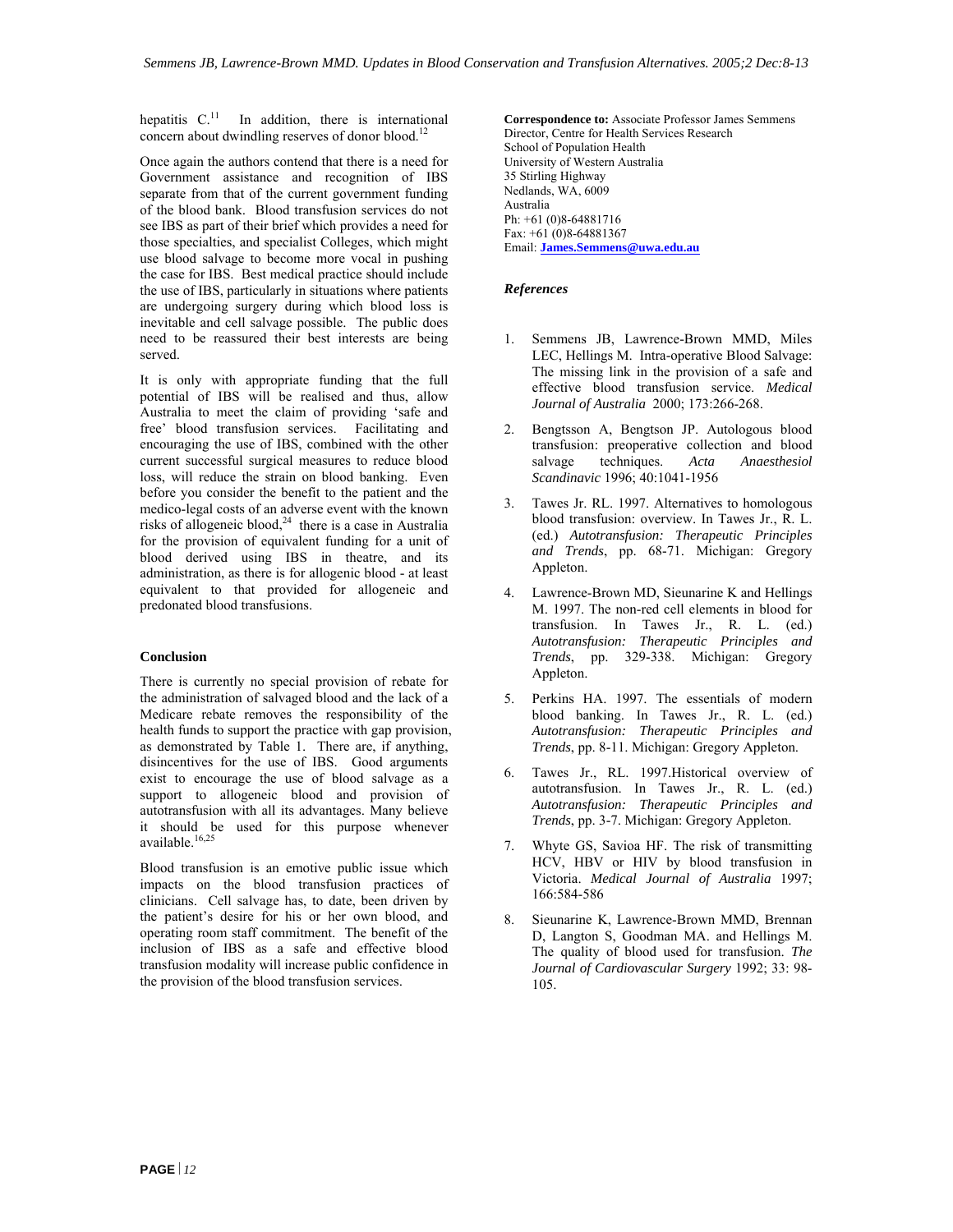hepatitis C.[11] In addition, there is international concern about dwindling reserves of donor blood.[12]

Once again the authors contend that there is a need for Government assistance and recognition of IBS separate from that of the current government funding of the blood bank. Blood transfusion services do not see IBS as part of their brief which provides a need for those specialties, and specialist Colleges, which might use blood salvage to become more vocal in pushing the case for IBS. Best medical practice should include the use of IBS, particularly in situations where patients are undergoing surgery during which blood loss is inevitable and cell salvage possible. The public does need to be reassured their best interests are being served.

It is only with appropriate funding that the full potential of IBS will be realised and thus, allow Australia to meet the claim of providing 'safe and free' blood transfusion services. Facilitating and encouraging the use of IBS, combined with the other current successful surgical measures to reduce blood loss, will reduce the strain on blood banking. Even before you consider the benefit to the patient and the medico-legal costs of an adverse event with the known risks of allogeneic blood,[24] there is a case in Australia for the provision of equivalent funding for a unit of blood derived using IBS in theatre, and its administration, as there is for allogenic blood - at least equivalent to that provided for allogeneic and predonated blood transfusions.

**Conclusion**

There is currently no special provision of rebate for the administration of salvaged blood and the lack of a Medicare rebate removes the responsibility of the health funds to support the practice with gap provision, as demonstrated by Table 1. There are, if anything, disincentives for the use of IBS. Good arguments exist to encourage the use of blood salvage as a support to allogeneic blood and provision of autotransfusion with all its advantages. Many believe it should be used for this purpose whenever available.[16,25]

Blood transfusion is an emotive public issue which impacts on the blood transfusion practices of clinicians. Cell salvage has, to date, been driven by the patient's desire for his or her own blood, and operating room staff commitment. The benefit of the inclusion of IBS as a safe and effective blood transfusion modality will increase public confidence in the provision of the blood transfusion services.

**Correspondence to:** Associate Professor James Semmens
Director, Centre for Health Services Research
School of Population Health
University of Western Australia
35 Stirling Highway
Nedlands, WA, 6009
Australia
Ph: +61 (0)8-64881716
Fax: +61 (0)8-64881367
Email: **James.Semmens@uwa.edu.au**

***References***

1. Semmens JB, Lawrence-Brown MMD, Miles LEC, Hellings M. Intra-operative Blood Salvage: The missing link in the provision of a safe and effective blood transfusion service. *Medical Journal of Australia* 2000; 173:266-268.
2. Bengtsson A, Bengtson JP. Autologous blood transfusion: preoperative collection and blood salvage techniques. *Acta Anaesthesiol Scandinavic* 1996; 40:1041-1956
3. Tawes Jr. RL. 1997. Alternatives to homologous blood transfusion: overview. In Tawes Jr., R. L. (ed.) *Autotransfusion: Therapeutic Principles and Trends*, pp. 68-71. Michigan: Gregory Appleton.
4. Lawrence-Brown MD, Sieunarine K and Hellings M. 1997. The non-red cell elements in blood for transfusion. In Tawes Jr., R. L. (ed.) *Autotransfusion: Therapeutic Principles and Trends*, pp. 329-338. Michigan: Gregory Appleton.
5. Perkins HA. 1997. The essentials of modern blood banking. In Tawes Jr., R. L. (ed.) *Autotransfusion: Therapeutic Principles and Trends*, pp. 8-11. Michigan: Gregory Appleton.
6. Tawes Jr., RL. 1997.Historical overview of autotransfusion. In Tawes Jr., R. L. (ed.) *Autotransfusion: Therapeutic Principles and Trends*, pp. 3-7. Michigan: Gregory Appleton.
7. Whyte GS, Savioa HF. The risk of transmitting HCV, HBV or HIV by blood transfusion in Victoria. *Medical Journal of Australia* 1997; 166:584-586
8. Sieunarine K, Lawrence-Brown MMD, Brennan D, Langton S, Goodman MA. and Hellings M. The quality of blood used for transfusion. *The Journal of Cardiovascular Surgery* 1992; 33: 98-105.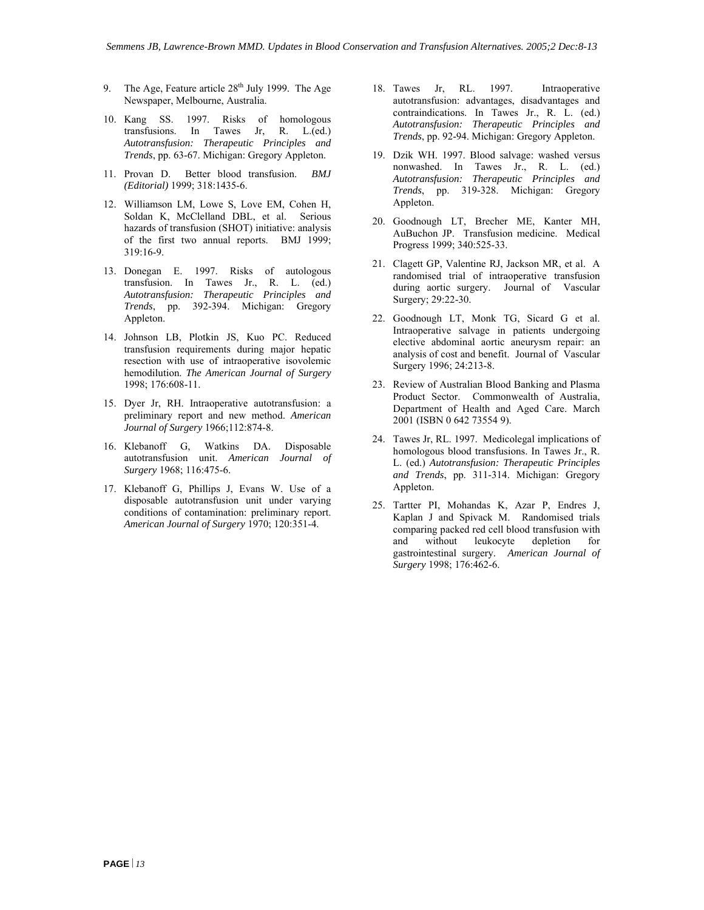9. The Age, Feature article 28th July 1999. The Age Newspaper, Melbourne, Australia.

10. Kang SS. 1997. Risks of homologous transfusions. In Tawes Jr, R. L.(ed.) *Autotransfusion: Therapeutic Principles and Trends*, pp. 63-67. Michigan: Gregory Appleton.

11. Provan D. Better blood transfusion. *BMJ (Editorial)* 1999; 318:1435-6.

12. Williamson LM, Lowe S, Love EM, Cohen H, Soldan K, McClelland DBL, et al. Serious hazards of transfusion (SHOT) initiative: analysis of the first two annual reports. BMJ 1999; 319:16-9.

13. Donegan E. 1997. Risks of autologous transfusion. In Tawes Jr., R. L. (ed.) *Autotransfusion: Therapeutic Principles and Trends*, pp. 392-394. Michigan: Gregory Appleton.

14. Johnson LB, Plotkin JS, Kuo PC. Reduced transfusion requirements during major hepatic resection with use of intraoperative isovolemic hemodilution. *The American Journal of Surgery* 1998; 176:608-11.

15. Dyer Jr, RH. Intraoperative autotransfusion: a preliminary report and new method. *American Journal of Surgery* 1966;112:874-8.

16. Klebanoff G, Watkins DA. Disposable autotransfusion unit. *American Journal of Surgery* 1968; 116:475-6.

17. Klebanoff G, Phillips J, Evans W. Use of a disposable autotransfusion unit under varying conditions of contamination: preliminary report. *American Journal of Surgery* 1970; 120:351-4.

18. Tawes Jr, RL. 1997. Intraoperative autotransfusion: advantages, disadvantages and contraindications. In Tawes Jr., R. L. (ed.) *Autotransfusion: Therapeutic Principles and Trends*, pp. 92-94. Michigan: Gregory Appleton.

19. Dzik WH. 1997. Blood salvage: washed versus nonwashed. In Tawes Jr., R. L. (ed.) *Autotransfusion: Therapeutic Principles and Trends*, pp. 319-328. Michigan: Gregory Appleton.

20. Goodnough LT, Brecher ME, Kanter MH, AuBuchon JP. Transfusion medicine. Medical Progress 1999; 340:525-33.

21. Clagett GP, Valentine RJ, Jackson MR, et al. A randomised trial of intraoperative transfusion during aortic surgery. Journal of Vascular Surgery; 29:22-30.

22. Goodnough LT, Monk TG, Sicard G et al. Intraoperative salvage in patients undergoing elective abdominal aortic aneurysm repair: an analysis of cost and benefit. Journal of Vascular Surgery 1996; 24:213-8.

23. Review of Australian Blood Banking and Plasma Product Sector. Commonwealth of Australia, Department of Health and Aged Care. March 2001 (ISBN 0 642 73554 9).

24. Tawes Jr, RL. 1997. Medicolegal implications of homologous blood transfusions. In Tawes Jr., R. L. (ed.) *Autotransfusion: Therapeutic Principles and Trends*, pp. 311-314. Michigan: Gregory Appleton.

25. Tartter PI, Mohandas K, Azar P, Endres J, Kaplan J and Spivack M. Randomised trials comparing packed red cell blood transfusion with and without leukocyte depletion for gastrointestinal surgery. *American Journal of Surgery* 1998; 176:462-6.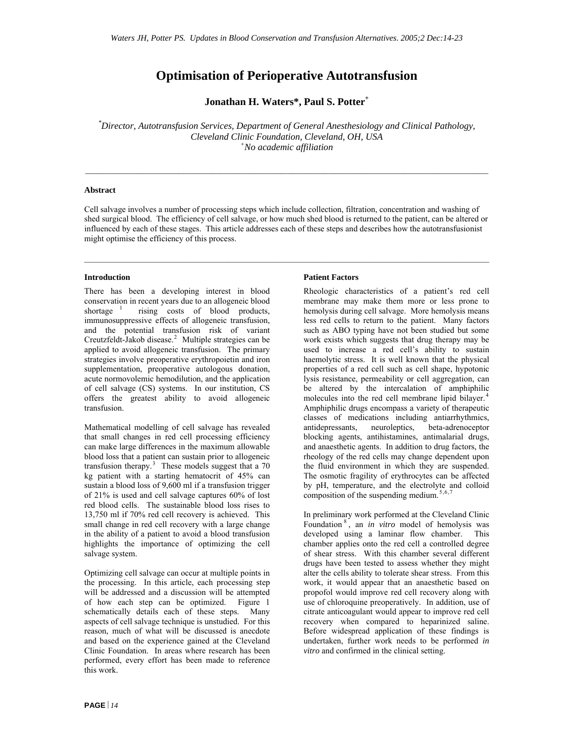# Optimisation of Perioperative Autotransfusion

**Jonathan H. Waters\*, Paul S. Potter+**

*\*Director, Autotransfusion Services, Department of General Anesthesiology and Clinical Pathology, Cleveland Clinic Foundation, Cleveland, OH, USA*
*+No academic affiliation*

---

**Abstract**

Cell salvage involves a number of processing steps which include collection, filtration, concentration and washing of shed surgical blood. The efficiency of cell salvage, or how much shed blood is returned to the patient, can be altered or influenced by each of these stages. This article addresses each of these steps and describes how the autotransfusionist might optimise the efficiency of this process.

---

**Introduction**

There has been a developing interest in blood conservation in recent years due to an allogeneic blood shortage [1] rising costs of blood products, immunosuppressive effects of allogeneic transfusion, and the potential transfusion risk of variant Creutzfeldt-Jakob disease.[2] Multiple strategies can be applied to avoid allogeneic transfusion. The primary strategies involve preoperative erythropoietin and iron supplementation, preoperative autologous donation, acute normovolemic hemodilution, and the application of cell salvage (CS) systems. In our institution, CS offers the greatest ability to avoid allogeneic transfusion.

Mathematical modelling of cell salvage has revealed that small changes in red cell processing efficiency can make large differences in the maximum allowable blood loss that a patient can sustain prior to allogeneic transfusion therapy.[3] These models suggest that a 70 kg patient with a starting hematocrit of 45% can sustain a blood loss of 9,600 ml if a transfusion trigger of 21% is used and cell salvage captures 60% of lost red blood cells. The sustainable blood loss rises to 13,750 ml if 70% red cell recovery is achieved. This small change in red cell recovery with a large change in the ability of a patient to avoid a blood transfusion highlights the importance of optimizing the cell salvage system.

Optimizing cell salvage can occur at multiple points in the processing. In this article, each processing step will be addressed and a discussion will be attempted of how each step can be optimized. Figure 1 schematically details each of these steps. Many aspects of cell salvage technique is unstudied. For this reason, much of what will be discussed is anecdote and based on the experience gained at the Cleveland Clinic Foundation. In areas where research has been performed, every effort has been made to reference this work.

**Patient Factors**

Rheologic characteristics of a patient's red cell membrane may make them more or less prone to hemolysis during cell salvage. More hemolysis means less red cells to return to the patient. Many factors such as ABO typing have not been studied but some work exists which suggests that drug therapy may be used to increase a red cell's ability to sustain haemolytic stress. It is well known that the physical properties of a red cell such as cell shape, hypotonic lysis resistance, permeability or cell aggregation, can be altered by the intercalation of amphiphilic molecules into the red cell membrane lipid bilayer.[4] Amphiphilic drugs encompass a variety of therapeutic classes of medications including antiarrhythmics, antidepressants, neuroleptics, beta-adrenoceptor blocking agents, antihistamines, antimalarial drugs, and anaesthetic agents. In addition to drug factors, the rheology of the red cells may change dependent upon the fluid environment in which they are suspended. The osmotic fragility of erythrocytes can be affected by pH, temperature, and the electrolyte and colloid composition of the suspending medium.[5,6,7]

In preliminary work performed at the Cleveland Clinic Foundation[8], an *in vitro* model of hemolysis was developed using a laminar flow chamber. This chamber applies onto the red cell a controlled degree of shear stress. With this chamber several different drugs have been tested to assess whether they might alter the cells ability to tolerate shear stress. From this work, it would appear that an anaesthetic based on propofol would improve red cell recovery along with use of chloroquine preoperatively. In addition, use of citrate anticoagulant would appear to improve red cell recovery when compared to heparinized saline. Before widespread application of these findings is undertaken, further work needs to be performed *in vitro* and confirmed in the clinical setting.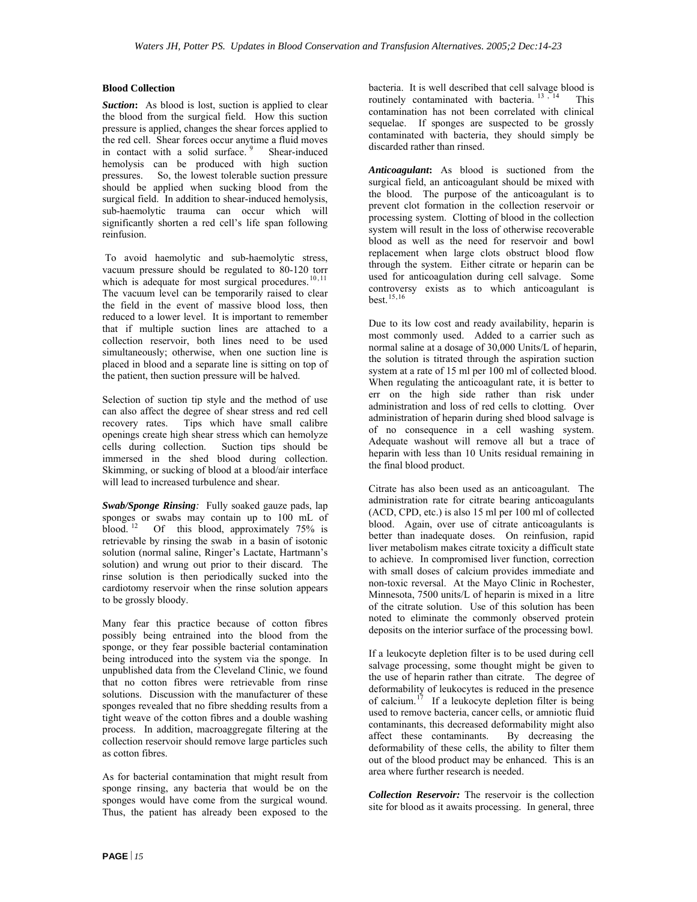### Blood Collection

***Suction*:** As blood is lost, suction is applied to clear the blood from the surgical field. How this suction pressure is applied, changes the shear forces applied to the red cell. Shear forces occur anytime a fluid moves in contact with a solid surface.[9] Shear-induced hemolysis can be produced with high suction pressures. So, the lowest tolerable suction pressure should be applied when sucking blood from the surgical field. In addition to shear-induced hemolysis, sub-haemolytic trauma can occur which will significantly shorten a red cell's life span following reinfusion.

To avoid haemolytic and sub-haemolytic stress, vacuum pressure should be regulated to 80-120 torr which is adequate for most surgical procedures.[10,11] The vacuum level can be temporarily raised to clear the field in the event of massive blood loss, then reduced to a lower level. It is important to remember that if multiple suction lines are attached to a collection reservoir, both lines need to be used simultaneously; otherwise, when one suction line is placed in blood and a separate line is sitting on top of the patient, then suction pressure will be halved.

Selection of suction tip style and the method of use can also affect the degree of shear stress and red cell recovery rates. Tips which have small calibre openings create high shear stress which can hemolyze cells during collection. Suction tips should be immersed in the shed blood during collection. Skimming, or sucking of blood at a blood/air interface will lead to increased turbulence and shear.

***Swab/Sponge Rinsing*:** Fully soaked gauze pads, lap sponges or swabs may contain up to 100 mL of blood.[12] Of this blood, approximately 75% is retrievable by rinsing the swab in a basin of isotonic solution (normal saline, Ringer's Lactate, Hartmann's solution) and wrung out prior to their discard. The rinse solution is then periodically sucked into the cardiotomy reservoir when the rinse solution appears to be grossly bloody.

Many fear this practice because of cotton fibres possibly being entrained into the blood from the sponge, or they fear possible bacterial contamination being introduced into the system via the sponge. In unpublished data from the Cleveland Clinic, we found that no cotton fibres were retrievable from rinse solutions. Discussion with the manufacturer of these sponges revealed that no fibre shedding results from a tight weave of the cotton fibres and a double washing process. In addition, macroaggregate filtering at the collection reservoir should remove large particles such as cotton fibres.

As for bacterial contamination that might result from sponge rinsing, any bacteria that would be on the sponges would have come from the surgical wound. Thus, the patient has already been exposed to the bacteria. It is well described that cell salvage blood is routinely contaminated with bacteria.[13,14] This contamination has not been correlated with clinical sequelae. If sponges are suspected to be grossly contaminated with bacteria, they should simply be discarded rather than rinsed.

***Anticoagulant*:** As blood is suctioned from the surgical field, an anticoagulant should be mixed with the blood. The purpose of the anticoagulant is to prevent clot formation in the collection reservoir or processing system. Clotting of blood in the collection system will result in the loss of otherwise recoverable blood as well as the need for reservoir and bowl replacement when large clots obstruct blood flow through the system. Either citrate or heparin can be used for anticoagulation during cell salvage. Some controversy exists as to which anticoagulant is best.[15,16]

Due to its low cost and ready availability, heparin is most commonly used. Added to a carrier such as normal saline at a dosage of 30,000 Units/L of heparin, the solution is titrated through the aspiration suction system at a rate of 15 ml per 100 ml of collected blood. When regulating the anticoagulant rate, it is better to err on the high side rather than risk under administration and loss of red cells to clotting. Over administration of heparin during shed blood salvage is of no consequence in a cell washing system. Adequate washout will remove all but a trace of heparin with less than 10 Units residual remaining in the final blood product.

Citrate has also been used as an anticoagulant. The administration rate for citrate bearing anticoagulants (ACD, CPD, etc.) is also 15 ml per 100 ml of collected blood. Again, over use of citrate anticoagulants is better than inadequate doses. On reinfusion, rapid liver metabolism makes citrate toxicity a difficult state to achieve. In compromised liver function, correction with small doses of calcium provides immediate and non-toxic reversal. At the Mayo Clinic in Rochester, Minnesota, 7500 units/L of heparin is mixed in a litre of the citrate solution. Use of this solution has been noted to eliminate the commonly observed protein deposits on the interior surface of the processing bowl.

If a leukocyte depletion filter is to be used during cell salvage processing, some thought might be given to the use of heparin rather than citrate. The degree of deformability of leukocytes is reduced in the presence of calcium.[17] If a leukocyte depletion filter is being used to remove bacteria, cancer cells, or amniotic fluid contaminants, this decreased deformability might also affect these contaminants. By decreasing the deformability of these cells, the ability to filter them out of the blood product may be enhanced. This is an area where further research is needed.

***Collection Reservoir*:** The reservoir is the collection site for blood as it awaits processing. In general, three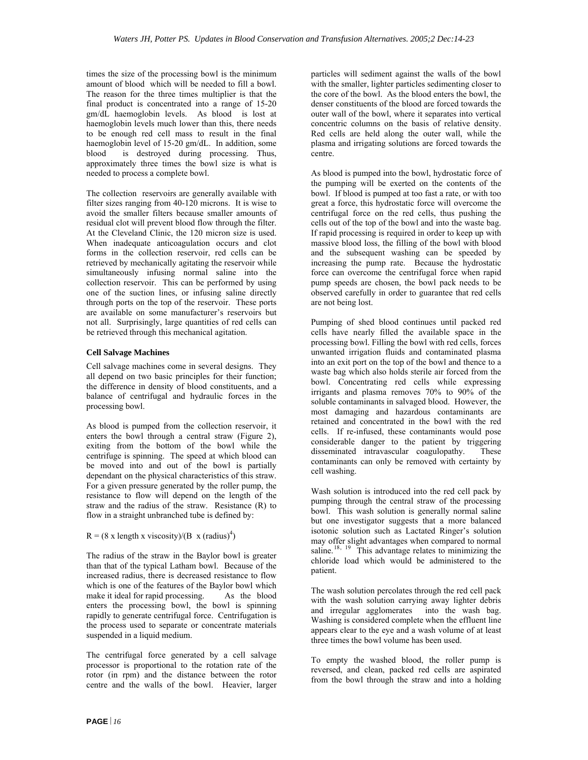times the size of the processing bowl is the minimum amount of blood which will be needed to fill a bowl. The reason for the three times multiplier is that the final product is concentrated into a range of 15-20 gm/dL haemoglobin levels. As blood is lost at haemoglobin levels much lower than this, there needs to be enough red cell mass to result in the final haemoglobin level of 15-20 gm/dL. In addition, some blood is destroyed during processing. Thus, approximately three times the bowl size is what is needed to process a complete bowl.

The collection reservoirs are generally available with filter sizes ranging from 40-120 microns. It is wise to avoid the smaller filters because smaller amounts of residual clot will prevent blood flow through the filter. At the Cleveland Clinic, the 120 micron size is used. When inadequate anticoagulation occurs and clot forms in the collection reservoir, red cells can be retrieved by mechanically agitating the reservoir while simultaneously infusing normal saline into the collection reservoir. This can be performed by using one of the suction lines, or infusing saline directly through ports on the top of the reservoir. These ports are available on some manufacturer's reservoirs but not all. Surprisingly, large quantities of red cells can be retrieved through this mechanical agitation.

**Cell Salvage Machines**

Cell salvage machines come in several designs. They all depend on two basic principles for their function; the difference in density of blood constituents, and a balance of centrifugal and hydraulic forces in the processing bowl.

As blood is pumped from the collection reservoir, it enters the bowl through a central straw (Figure 2), exiting from the bottom of the bowl while the centrifuge is spinning. The speed at which blood can be moved into and out of the bowl is partially dependant on the physical characteristics of this straw. For a given pressure generated by the roller pump, the resistance to flow will depend on the length of the straw and the radius of the straw. Resistance (R) to flow in a straight unbranched tube is defined by:

$$R = (8 \times \text{length} \times \text{viscosity})/(B \times (\text{radius})^4)$$

The radius of the straw in the Baylor bowl is greater than that of the typical Latham bowl. Because of the increased radius, there is decreased resistance to flow which is one of the features of the Baylor bowl which make it ideal for rapid processing. As the blood enters the processing bowl, the bowl is spinning rapidly to generate centrifugal force. Centrifugation is the process used to separate or concentrate materials suspended in a liquid medium.

The centrifugal force generated by a cell salvage processor is proportional to the rotation rate of the rotor (in rpm) and the distance between the rotor centre and the walls of the bowl. Heavier, larger particles will sediment against the walls of the bowl with the smaller, lighter particles sedimenting closer to the core of the bowl. As the blood enters the bowl, the denser constituents of the blood are forced towards the outer wall of the bowl, where it separates into vertical concentric columns on the basis of relative density. Red cells are held along the outer wall, while the plasma and irrigating solutions are forced towards the centre.

As blood is pumped into the bowl, hydrostatic force of the pumping will be exerted on the contents of the bowl. If blood is pumped at too fast a rate, or with too great a force, this hydrostatic force will overcome the centrifugal force on the red cells, thus pushing the cells out of the top of the bowl and into the waste bag. If rapid processing is required in order to keep up with massive blood loss, the filling of the bowl with blood and the subsequent washing can be speeded by increasing the pump rate. Because the hydrostatic force can overcome the centrifugal force when rapid pump speeds are chosen, the bowl pack needs to be observed carefully in order to guarantee that red cells are not being lost.

Pumping of shed blood continues until packed red cells have nearly filled the available space in the processing bowl. Filling the bowl with red cells, forces unwanted irrigation fluids and contaminated plasma into an exit port on the top of the bowl and thence to a waste bag which also holds sterile air forced from the bowl. Concentrating red cells while expressing irrigants and plasma removes 70% to 90% of the soluble contaminants in salvaged blood. However, the most damaging and hazardous contaminants are retained and concentrated in the bowl with the red cells. If re-infused, these contaminants would pose considerable danger to the patient by triggering disseminated intravascular coagulopathy. These contaminants can only be removed with certainty by cell washing.

Wash solution is introduced into the red cell pack by pumping through the central straw of the processing bowl. This wash solution is generally normal saline but one investigator suggests that a more balanced isotonic solution such as Lactated Ringer's solution may offer slight advantages when compared to normal saline.[18, 19] This advantage relates to minimizing the chloride load which would be administered to the patient.

The wash solution percolates through the red cell pack with the wash solution carrying away lighter debris and irregular agglomerates into the wash bag. Washing is considered complete when the effluent line appears clear to the eye and a wash volume of at least three times the bowl volume has been used.

To empty the washed blood, the roller pump is reversed, and clean, packed red cells are aspirated from the bowl through the straw and into a holding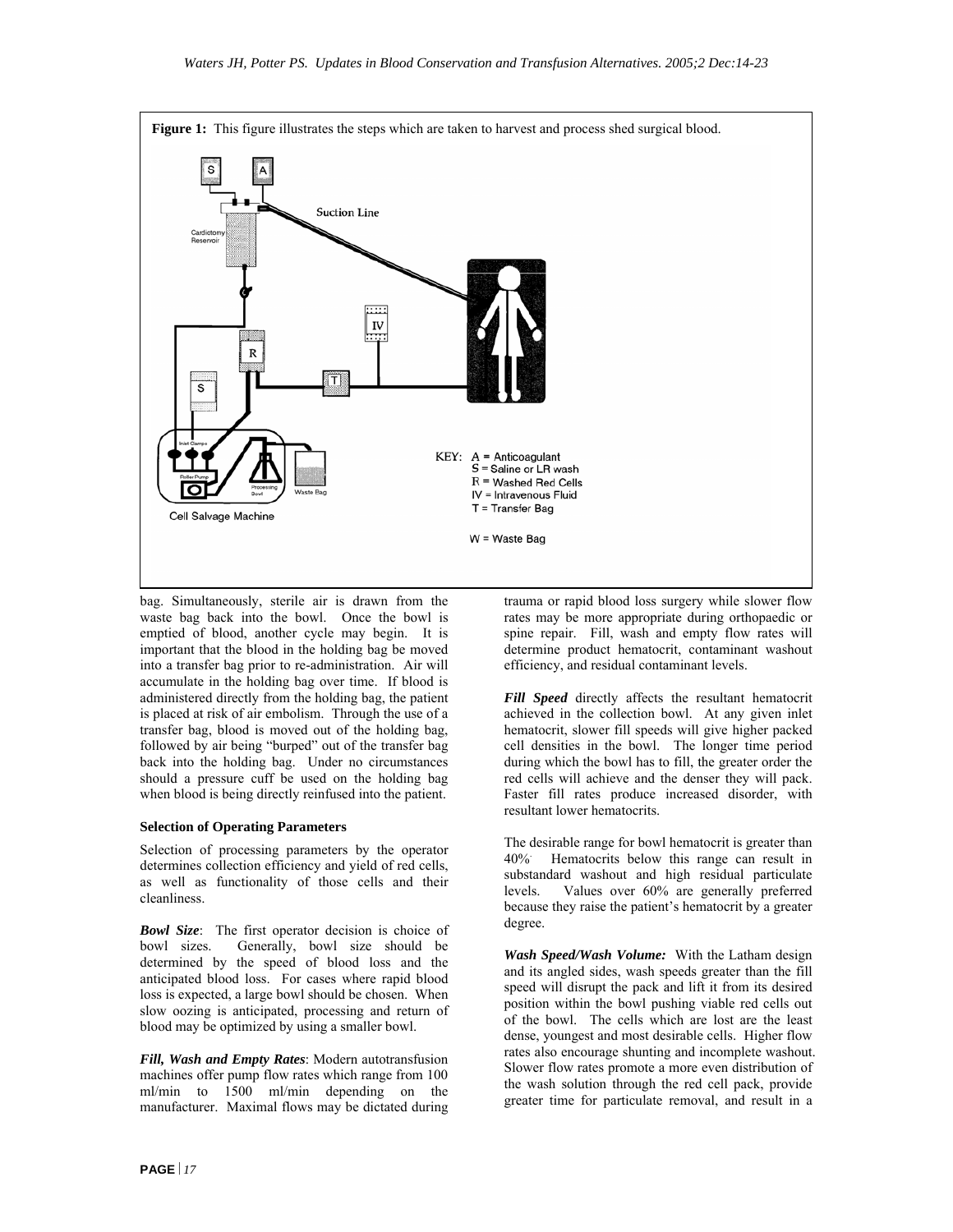**Figure 1:** This figure illustrates the steps which are taken to harvest and process shed surgical blood.

bag. Simultaneously, sterile air is drawn from the waste bag back into the bowl. Once the bowl is emptied of blood, another cycle may begin. It is important that the blood in the holding bag be moved into a transfer bag prior to re-administration. Air will accumulate in the holding bag over time. If blood is administered directly from the holding bag, the patient is placed at risk of air embolism. Through the use of a transfer bag, blood is moved out of the holding bag, followed by air being "burped" out of the transfer bag back into the holding bag. Under no circumstances should a pressure cuff be used on the holding bag when blood is being directly reinfused into the patient.

**Selection of Operating Parameters**

Selection of processing parameters by the operator determines collection efficiency and yield of red cells, as well as functionality of those cells and their cleanliness.

***Bowl Size***: The first operator decision is choice of bowl sizes. Generally, bowl size should be determined by the speed of blood loss and the anticipated blood loss. For cases where rapid blood loss is expected, a large bowl should be chosen. When slow oozing is anticipated, processing and return of blood may be optimized by using a smaller bowl.

***Fill, Wash and Empty Rates***: Modern autotransfusion machines offer pump flow rates which range from 100 ml/min to 1500 ml/min depending on the manufacturer. Maximal flows may be dictated during trauma or rapid blood loss surgery while slower flow rates may be more appropriate during orthopaedic or spine repair. Fill, wash and empty flow rates will determine product hematocrit, contaminant washout efficiency, and residual contaminant levels.

***Fill Speed*** directly affects the resultant hematocrit achieved in the collection bowl. At any given inlet hematocrit, slower fill speeds will give higher packed cell densities in the bowl. The longer time period during which the bowl has to fill, the greater order the red cells will achieve and the denser they will pack. Faster fill rates produce increased disorder, with resultant lower hematocrits.

The desirable range for bowl hematocrit is greater than 40%. Hematocrits below this range can result in substandard washout and high residual particulate levels. Values over 60% are generally preferred because they raise the patient's hematocrit by a greater degree.

***Wash Speed/Wash Volume:*** With the Latham design and its angled sides, wash speeds greater than the fill speed will disrupt the pack and lift it from its desired position within the bowl pushing viable red cells out of the bowl. The cells which are lost are the least dense, youngest and most desirable cells. Higher flow rates also encourage shunting and incomplete washout. Slower flow rates promote a more even distribution of the wash solution through the red cell pack, provide greater time for particulate removal, and result in a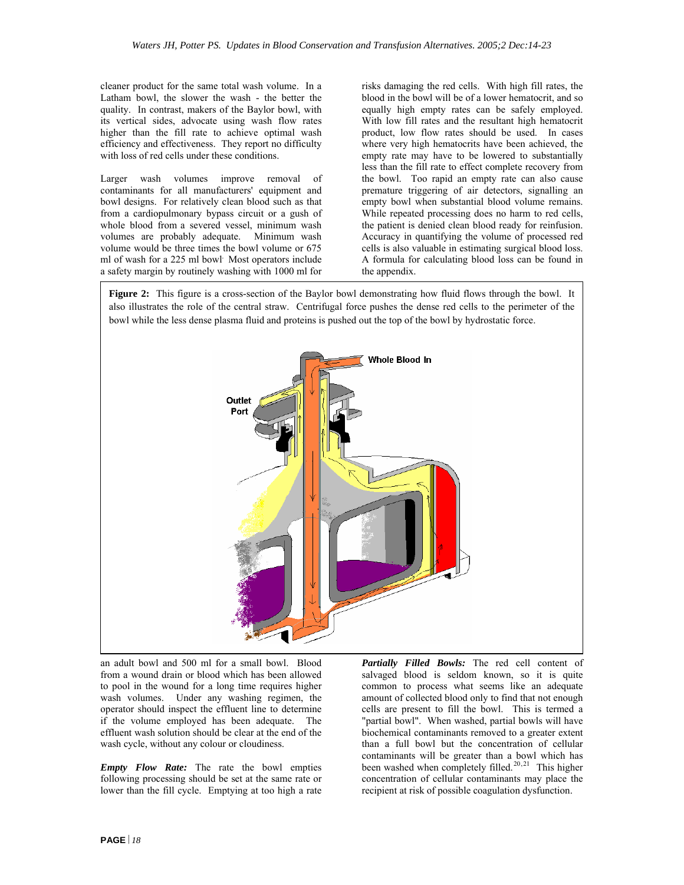cleaner product for the same total wash volume. In a Latham bowl, the slower the wash - the better the quality. In contrast, makers of the Baylor bowl, with its vertical sides, advocate using wash flow rates higher than the fill rate to achieve optimal wash efficiency and effectiveness. They report no difficulty with loss of red cells under these conditions.

Larger wash volumes improve removal of contaminants for all manufacturers' equipment and bowl designs. For relatively clean blood such as that from a cardiopulmonary bypass circuit or a gush of whole blood from a severed vessel, minimum wash volumes are probably adequate. Minimum wash volume would be three times the bowl volume or 675 ml of wash for a 225 ml bowl. Most operators include a safety margin by routinely washing with 1000 ml for an adult bowl and 500 ml for a small bowl. Blood from a wound drain or blood which has been allowed to pool in the wound for a long time requires higher wash volumes. Under any washing regimen, the operator should inspect the effluent line to determine if the volume employed has been adequate. The effluent wash solution should be clear at the end of the wash cycle, without any colour or cloudiness.

***Empty Flow Rate:*** The rate the bowl empties following processing should be set at the same rate or lower than the fill cycle. Emptying at too high a rate risks damaging the red cells. With high fill rates, the blood in the bowl will be of a lower hematocrit, and so equally high empty rates can be safely employed. With low fill rates and the resultant high hematocrit product, low flow rates should be used. In cases where very high hematocrits have been achieved, the empty rate may have to be lowered to substantially less than the fill rate to effect complete recovery from the bowl. Too rapid an empty rate can also cause premature triggering of air detectors, signalling an empty bowl when substantial blood volume remains. While repeated processing does no harm to red cells, the patient is denied clean blood ready for reinfusion. Accuracy in quantifying the volume of processed red cells is also valuable in estimating surgical blood loss. A formula for calculating blood loss can be found in the appendix.

**Figure 2:** This figure is a cross-section of the Baylor bowl demonstrating how fluid flows through the bowl. It also illustrates the role of the central straw. Centrifugal force pushes the dense red cells to the perimeter of the bowl while the less dense plasma fluid and proteins is pushed out the top of the bowl by hydrostatic force.

***Partially Filled Bowls:*** The red cell content of salvaged blood is seldom known, so it is quite common to process what seems like an adequate amount of collected blood only to find that not enough cells are present to fill the bowl. This is termed a "partial bowl". When washed, partial bowls will have biochemical contaminants removed to a greater extent than a full bowl but the concentration of cellular contaminants will be greater than a bowl which has been washed when completely filled.[20,21] This higher concentration of cellular contaminants may place the recipient at risk of possible coagulation dysfunction.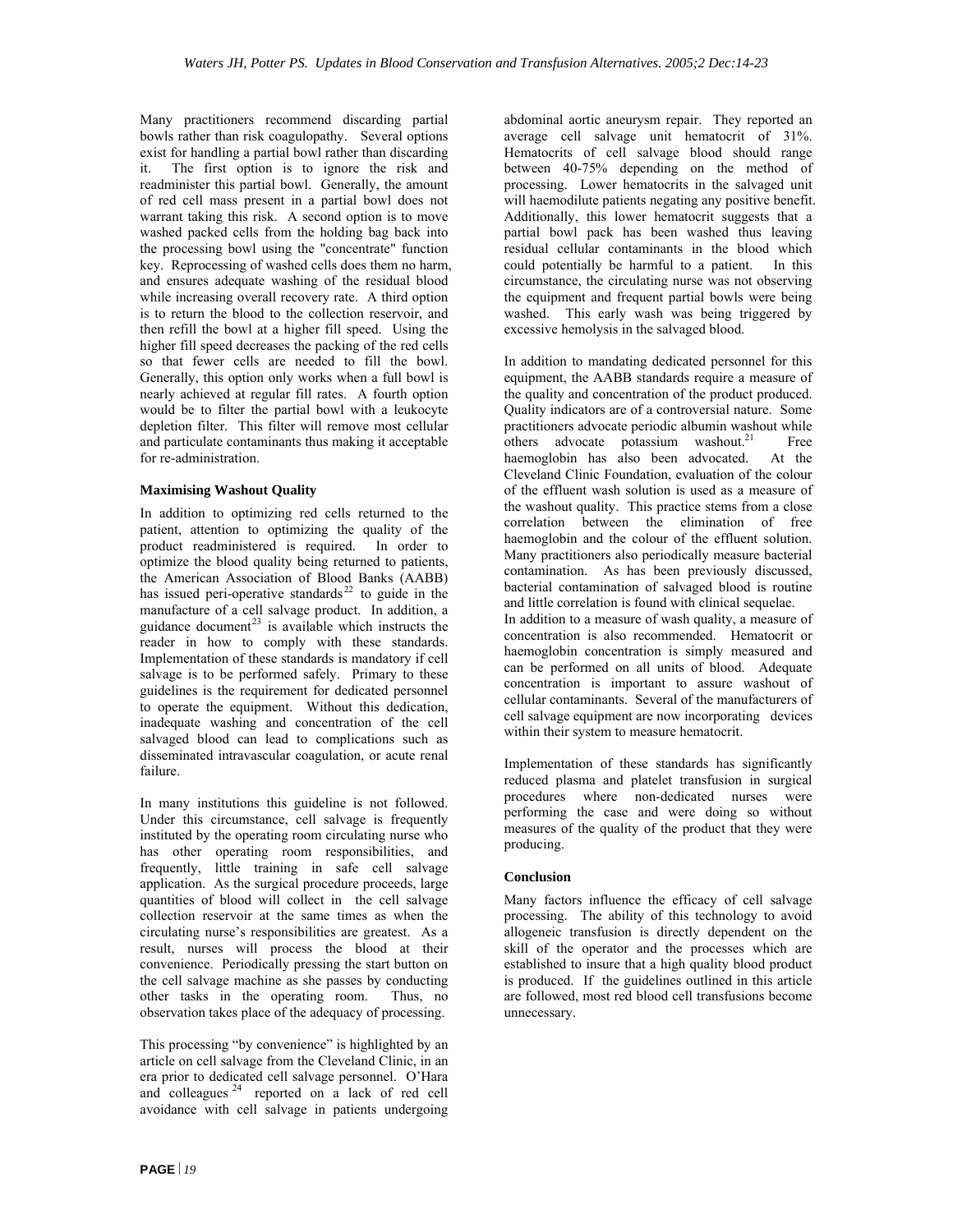Many practitioners recommend discarding partial bowls rather than risk coagulopathy. Several options exist for handling a partial bowl rather than discarding it. The first option is to ignore the risk and readminister this partial bowl. Generally, the amount of red cell mass present in a partial bowl does not warrant taking this risk. A second option is to move washed packed cells from the holding bag back into the processing bowl using the "concentrate" function key. Reprocessing of washed cells does them no harm, and ensures adequate washing of the residual blood while increasing overall recovery rate. A third option is to return the blood to the collection reservoir, and then refill the bowl at a higher fill speed. Using the higher fill speed decreases the packing of the red cells so that fewer cells are needed to fill the bowl. Generally, this option only works when a full bowl is nearly achieved at regular fill rates. A fourth option would be to filter the partial bowl with a leukocyte depletion filter. This filter will remove most cellular and particulate contaminants thus making it acceptable for re-administration.

### Maximising Washout Quality

In addition to optimizing red cells returned to the patient, attention to optimizing the quality of the product readministered is required. In order to optimize the blood quality being returned to patients, the American Association of Blood Banks (AABB) has issued peri-operative standards[22] to guide in the manufacture of a cell salvage product. In addition, a guidance document[23] is available which instructs the reader in how to comply with these standards. Implementation of these standards is mandatory if cell salvage is to be performed safely. Primary to these guidelines is the requirement for dedicated personnel to operate the equipment. Without this dedication, inadequate washing and concentration of the cell salvaged blood can lead to complications such as disseminated intravascular coagulation, or acute renal failure.

In many institutions this guideline is not followed. Under this circumstance, cell salvage is frequently instituted by the operating room circulating nurse who has other operating room responsibilities, and frequently, little training in safe cell salvage application. As the surgical procedure proceeds, large quantities of blood will collect in the cell salvage collection reservoir at the same times as when the circulating nurse's responsibilities are greatest. As a result, nurses will process the blood at their convenience. Periodically pressing the start button on the cell salvage machine as she passes by conducting other tasks in the operating room. Thus, no observation takes place of the adequacy of processing.

This processing "by convenience" is highlighted by an article on cell salvage from the Cleveland Clinic, in an era prior to dedicated cell salvage personnel. O'Hara and colleagues[24] reported on a lack of red cell avoidance with cell salvage in patients undergoing abdominal aortic aneurysm repair. They reported an average cell salvage unit hematocrit of 31%. Hematocrits of cell salvage blood should range between 40-75% depending on the method of processing. Lower hematocrits in the salvaged unit will haemodilute patients negating any positive benefit. Additionally, this lower hematocrit suggests that a partial bowl pack has been washed thus leaving residual cellular contaminants in the blood which could potentially be harmful to a patient. In this circumstance, the circulating nurse was not observing the equipment and frequent partial bowls were being washed. This early wash was being triggered by excessive hemolysis in the salvaged blood.

In addition to mandating dedicated personnel for this equipment, the AABB standards require a measure of the quality and concentration of the product produced. Quality indicators are of a controversial nature. Some practitioners advocate periodic albumin washout while others advocate potassium washout.[21] Free haemoglobin has also been advocated. At the Cleveland Clinic Foundation, evaluation of the colour of the effluent wash solution is used as a measure of the washout quality. This practice stems from a close correlation between the elimination of free haemoglobin and the colour of the effluent solution. Many practitioners also periodically measure bacterial contamination. As has been previously discussed, bacterial contamination of salvaged blood is routine and little correlation is found with clinical sequelae.

In addition to a measure of wash quality, a measure of concentration is also recommended. Hematocrit or haemoglobin concentration is simply measured and can be performed on all units of blood. Adequate concentration is important to assure washout of cellular contaminants. Several of the manufacturers of cell salvage equipment are now incorporating devices within their system to measure hematocrit.

Implementation of these standards has significantly reduced plasma and platelet transfusion in surgical procedures where non-dedicated nurses were performing the case and were doing so without measures of the quality of the product that they were producing.

### Conclusion

Many factors influence the efficacy of cell salvage processing. The ability of this technology to avoid allogeneic transfusion is directly dependent on the skill of the operator and the processes which are established to insure that a high quality blood product is produced. If the guidelines outlined in this article are followed, most red blood cell transfusions become unnecessary.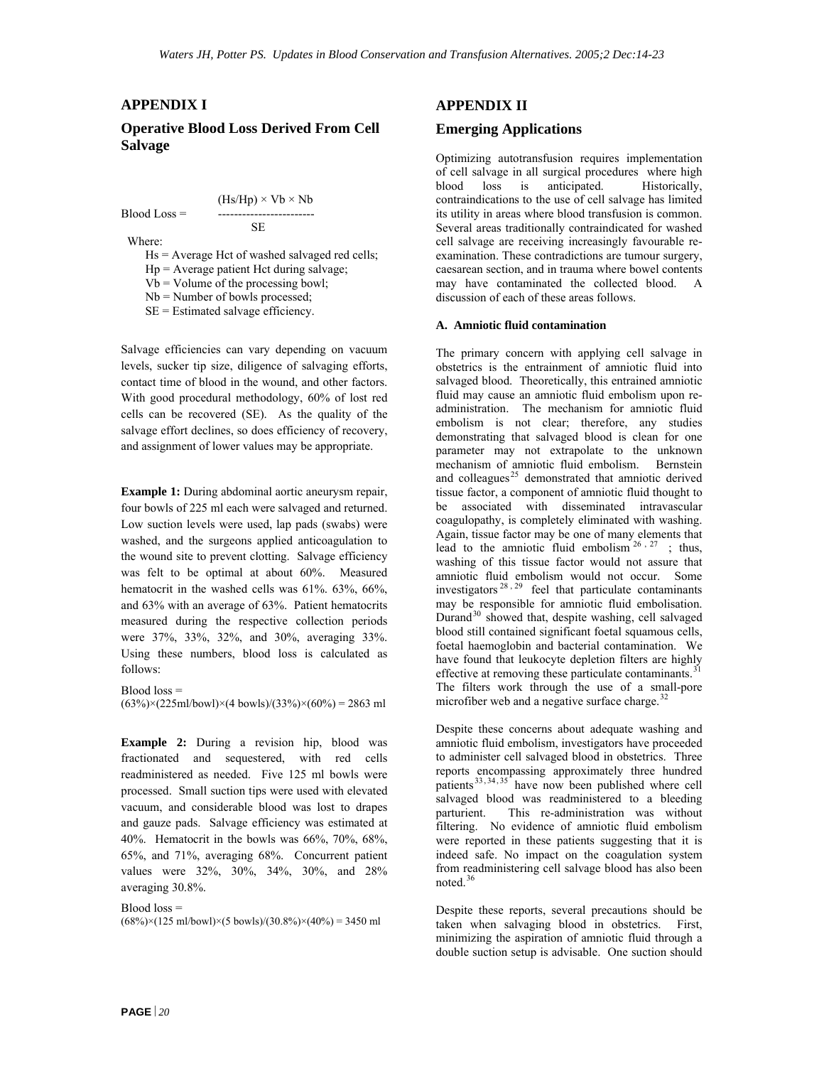## APPENDIX I

### Operative Blood Loss Derived From Cell Salvage

$$\text{Blood Loss} = \frac{(Hs/Hp) \times Vb \times Nb}{SE}$$

Where:

Hs = Average Hct of washed salvaged red cells;
Hp = Average patient Hct during salvage;
Vb = Volume of the processing bowl;
Nb = Number of bowls processed;
SE = Estimated salvage efficiency.

Salvage efficiencies can vary depending on vacuum levels, sucker tip size, diligence of salvaging efforts, contact time of blood in the wound, and other factors. With good procedural methodology, 60% of lost red cells can be recovered (SE). As the quality of the salvage effort declines, so does efficiency of recovery, and assignment of lower values may be appropriate.

**Example 1:** During abdominal aortic aneurysm repair, four bowls of 225 ml each were salvaged and returned. Low suction levels were used, lap pads (swabs) were washed, and the surgeons applied anticoagulation to the wound site to prevent clotting. Salvage efficiency was felt to be optimal at about 60%. Measured hematocrit in the washed cells was 61%. 63%, 66%, and 63% with an average of 63%. Patient hematocrits measured during the respective collection periods were 37%, 33%, 32%, and 30%, averaging 33%. Using these numbers, blood loss is calculated as follows:

Blood loss =
(63%)×(225ml/bowl)×(4 bowls)/(33%)×(60%) = 2863 ml

**Example 2:** During a revision hip, blood was fractionated and sequestered, with red cells readministered as needed. Five 125 ml bowls were processed. Small suction tips were used with elevated vacuum, and considerable blood was lost to drapes and gauze pads. Salvage efficiency was estimated at 40%. Hematocrit in the bowls was 66%, 70%, 68%, 65%, and 71%, averaging 68%. Concurrent patient values were 32%, 30%, 34%, 30%, and 28% averaging 30.8%.

Blood loss =
(68%)×(125 ml/bowl)×(5 bowls)/(30.8%)×(40%) = 3450 ml

## APPENDIX II

### Emerging Applications

Optimizing autotransfusion requires implementation of cell salvage in all surgical procedures where high blood loss is anticipated. Historically, contraindications to the use of cell salvage has limited its utility in areas where blood transfusion is common. Several areas traditionally contraindicated for washed cell salvage are receiving increasingly favourable re-examination. These contradictions are tumour surgery, caesarean section, and in trauma where bowel contents may have contaminated the collected blood. A discussion of each of these areas follows.

#### A. Amniotic fluid contamination

The primary concern with applying cell salvage in obstetrics is the entrainment of amniotic fluid into salvaged blood. Theoretically, this entrained amniotic fluid may cause an amniotic fluid embolism upon re-administration. The mechanism for amniotic fluid embolism is not clear; therefore, any studies demonstrating that salvaged blood is clean for one parameter may not extrapolate to the unknown mechanism of amniotic fluid embolism. Bernstein and colleagues[25] demonstrated that amniotic derived tissue factor, a component of amniotic fluid thought to be associated with disseminated intravascular coagulopathy, is completely eliminated with washing. Again, tissue factor may be one of many elements that lead to the amniotic fluid embolism[26, 27]; thus, washing of this tissue factor would not assure that amniotic fluid embolism would not occur. Some investigators[28, 29] feel that particulate contaminants may be responsible for amniotic fluid embolisation. Durand[30] showed that, despite washing, cell salvaged blood still contained significant foetal squamous cells, foetal haemoglobin and bacterial contamination. We have found that leukocyte depletion filters are highly effective at removing these particulate contaminants.[31] The filters work through the use of a small-pore microfiber web and a negative surface charge.[32]

Despite these concerns about adequate washing and amniotic fluid embolism, investigators have proceeded to administer cell salvaged blood in obstetrics. Three reports encompassing approximately three hundred patients[33, 34, 35] have now been published where cell salvaged blood was readministered to a bleeding parturient. This re-administration was without filtering. No evidence of amniotic fluid embolism were reported in these patients suggesting that it is indeed safe. No impact on the coagulation system from readministering cell salvage blood has also been noted.[36]

Despite these reports, several precautions should be taken when salvaging blood in obstetrics. First, minimizing the aspiration of amniotic fluid through a double suction setup is advisable. One suction should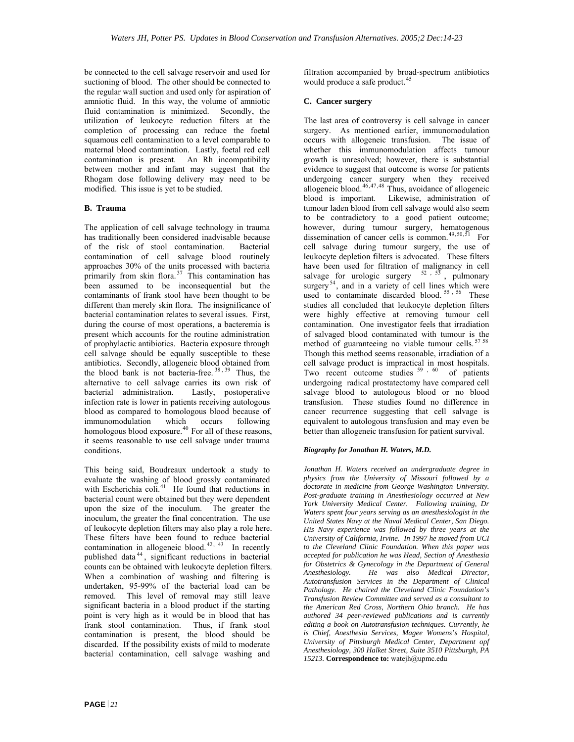be connected to the cell salvage reservoir and used for suctioning of blood. The other should be connected to the regular wall suction and used only for aspiration of amniotic fluid. In this way, the volume of amniotic fluid contamination is minimized. Secondly, the utilization of leukocyte reduction filters at the completion of processing can reduce the foetal squamous cell contamination to a level comparable to maternal blood contamination. Lastly, foetal red cell contamination is present. An Rh incompatibility between mother and infant may suggest that the Rhogam dose following delivery may need to be modified. This issue is yet to be studied.

### B. Trauma

The application of cell salvage technology in trauma has traditionally been considered inadvisable because of the risk of stool contamination. Bacterial contamination of cell salvage blood routinely approaches 30% of the units processed with bacteria primarily from skin flora.[37] This contamination has been assumed to be inconsequential but the contaminants of frank stool have been thought to be different than merely skin flora. The insignificance of bacterial contamination relates to several issues. First, during the course of most operations, a bacteremia is present which accounts for the routine administration of prophylactic antibiotics. Bacteria exposure through cell salvage should be equally susceptible to these antibiotics. Secondly, allogeneic blood obtained from the blood bank is not bacteria-free.[38,39] Thus, the alternative to cell salvage carries its own risk of bacterial administration. Lastly, postoperative infection rate is lower in patients receiving autologous blood as compared to homologous blood because of immunomodulation which occurs following homologous blood exposure.[40] For all of these reasons, it seems reasonable to use cell salvage under trauma conditions.

This being said, Boudreaux undertook a study to evaluate the washing of blood grossly contaminated with Escherichia coli.[41] He found that reductions in bacterial count were obtained but they were dependent upon the size of the inoculum. The greater the inoculum, the greater the final concentration. The use of leukocyte depletion filters may also play a role here. These filters have been found to reduce bacterial contamination in allogeneic blood.[42,43] In recently published data[44], significant reductions in bacterial counts can be obtained with leukocyte depletion filters. When a combination of washing and filtering is undertaken, 95-99% of the bacterial load can be removed. This level of removal may still leave significant bacteria in a blood product if the starting point is very high as it would be in blood that has frank stool contamination. Thus, if frank stool contamination is present, the blood should be discarded. If the possibility exists of mild to moderate bacterial contamination, cell salvage washing and filtration accompanied by broad-spectrum antibiotics would produce a safe product.[45]

### C. Cancer surgery

The last area of controversy is cell salvage in cancer surgery. As mentioned earlier, immunomodulation occurs with allogeneic transfusion. The issue of whether this immunomodulation affects tumour growth is unresolved; however, there is substantial evidence to suggest that outcome is worse for patients undergoing cancer surgery when they received allogeneic blood.[46,47,48] Thus, avoidance of allogeneic blood is important. Likewise, administration of tumour laden blood from cell salvage would also seem to be contradictory to a good patient outcome; however, during tumour surgery, hematogenous dissemination of cancer cells is common.[49,50,51] For cell salvage during tumour surgery, the use of leukocyte depletion filters is advocated. These filters have been used for filtration of malignancy in cell salvage for urologic surgery [52,53], pulmonary surgery[54], and in a variety of cell lines which were used to contaminate discarded blood.[55,56] These studies all concluded that leukocyte depletion filters were highly effective at removing tumour cell contamination. One investigator feels that irradiation of salvaged blood contaminated with tumour is the method of guaranteeing no viable tumour cells.[57,58] Though this method seems reasonable, irradiation of a cell salvage product is impractical in most hospitals. Two recent outcome studies [59,60] of patients undergoing radical prostatectomy have compared cell salvage blood to autologous blood or no blood transfusion. These studies found no difference in cancer recurrence suggesting that cell salvage is equivalent to autologous transfusion and may even be better than allogeneic transfusion for patient survival.

#### *Biography for Jonathan H. Waters, M.D.*

***Jonathan H. Waters received an undergraduate degree in physics from the University of Missouri followed by a doctorate in medicine from George Washington University. Post-graduate training in Anesthesiology occurred at New York University Medical Center. Following training, Dr Waters spent four years serving as an anesthesiologist in the United States Navy at the Naval Medical Center, San Diego. His Navy experience was followed by three years at the University of California, Irvine. In 1997 he moved from UCI to the Cleveland Clinic Foundation. When this paper was accepted for publication he was Head, Section of Anesthesia for Obstetrics & Gynecology in the Department of General Anesthesiology. He was also Medical Director, Autotransfusion Services in the Department of Clinical Pathology. He chaired the Cleveland Clinic Foundation's Transfusion Review Committee and served as a consultant to the American Red Cross, Northern Ohio branch. He has authored 34 peer-reviewed publications and is currently editing a book on Autotransfusion techniques. Currently, he is Chief, Anesthesia Services, Magee Womens's Hospital, University of Pittsburgh Medical Center, Department opf Anesthesiology, 300 Halket Street, Suite 3510 Pittsburgh, PA 15213.*** **Correspondence to:** watejh@upmc.edu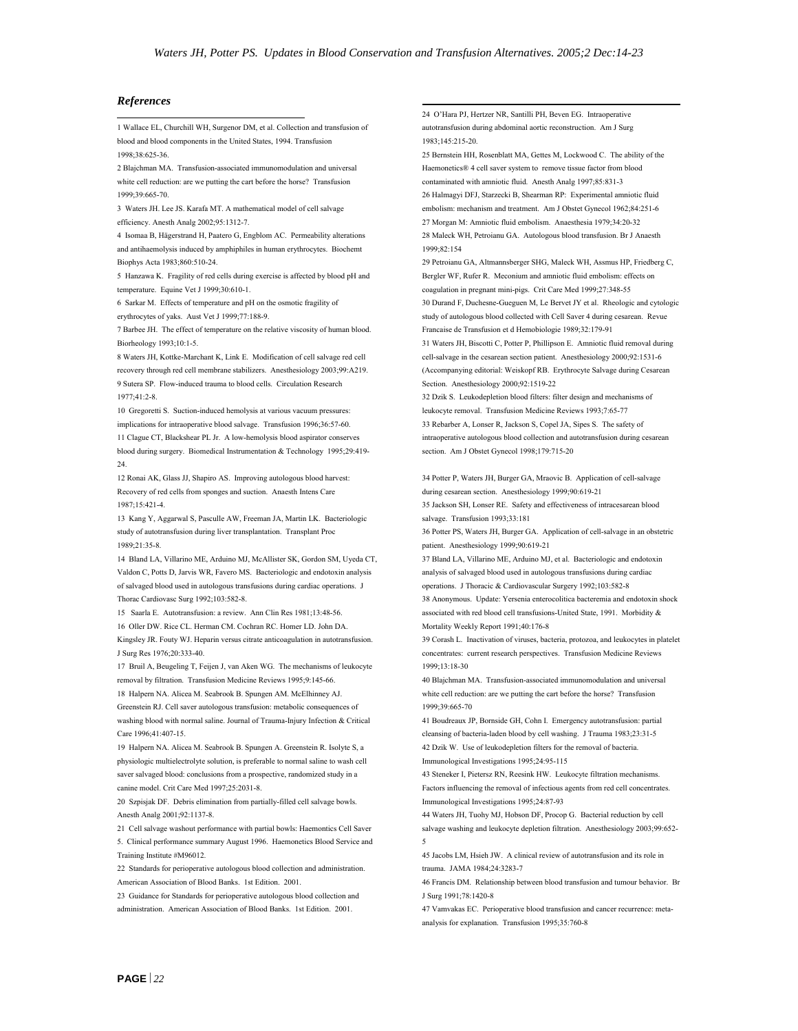## References

1 Wallace EL, Churchill WH, Surgenor DM, et al. Collection and transfusion of blood and blood components in the United States, 1994. Transfusion 1998;38:625-36.

2 Blajchman MA. Transfusion-associated immunomodulation and universal white cell reduction: are we putting the cart before the horse? Transfusion 1999;39:665-70.

3 Waters JH. Lee JS. Karafa MT. A mathematical model of cell salvage efficiency. Anesth Analg 2002;95:1312-7.

4 Isomaa B, Hägerstrand H, Paatero G, Engblom AC. Permeability alterations and antihaemolysis induced by amphiphiles in human erythrocytes. Biochemt Biophys Acta 1983;860:510-24.

5 Hanzawa K. Fragility of red cells during exercise is affected by blood pH and temperature. Equine Vet J 1999;30:610-1.

6 Sarkar M. Effects of temperature and pH on the osmotic fragility of erythrocytes of yaks. Aust Vet J 1999;77:188-9.

7 Barbee JH. The effect of temperature on the relative viscosity of human blood. Biorheology 1993;10:1-5.

8 Waters JH, Kottke-Marchant K, Link E. Modification of cell salvage red cell recovery through red cell membrane stabilizers. Anesthesiology 2003;99:A219.

9 Sutera SP. Flow-induced trauma to blood cells. Circulation Research 1977;41:2-8.

10 Gregoretti S. Suction-induced hemolysis at various vacuum pressures: implications for intraoperative blood salvage. Transfusion 1996;36:57-60.

11 Clague CT, Blackshear PL Jr. A low-hemolysis blood aspirator conserves blood during surgery. Biomedical Instrumentation & Technology 1995;29:419-24.

12 Ronai AK, Glass JJ, Shapiro AS. Improving autologous blood harvest: Recovery of red cells from sponges and suction. Anaesth Intens Care 1987;15:421-4.

13 Kang Y, Aggarwal S, Pasculle AW, Freeman JA, Martin LK. Bacteriologic study of autotransfusion during liver transplantation. Transplant Proc 1989;21:35-8.

14 Bland LA, Villarino ME, Arduino MJ, McAllister SK, Gordon SM, Uyeda CT, Valdon C, Potts D, Jarvis WR, Favero MS. Bacteriologic and endotoxin analysis of salvaged blood used in autologous transfusions during cardiac operations. J Thorac Cardiovasc Surg 1992;103:582-8.

15 Saarla E. Autotransfusion: a review. Ann Clin Res 1981;13:48-56.

16 Oller DW. Rice CL. Herman CM. Cochran RC. Homer LD. John DA. Kingsley JR. Fouty WJ. Heparin versus citrate anticoagulation in autotransfusion. J Surg Res 1976;20:333-40.

17 Bruil A, Beugeling T, Feijen J, van Aken WG. The mechanisms of leukocyte removal by filtration. Transfusion Medicine Reviews 1995;9:145-66.

18 Halpern NA. Alicea M. Seabrook B. Spungen AM. McElhinney AJ. Greenstein RJ. Cell saver autologous transfusion: metabolic consequences of washing blood with normal saline. Journal of Trauma-Injury Infection & Critical Care 1996;41:407-15.

19 Halpern NA. Alicea M. Seabrook B. Spungen A. Greenstein R. Isolyte S, a physiologic multielectrolyte solution, is preferable to normal saline to wash cell saver salvaged blood: conclusions from a prospective, randomized study in a canine model. Crit Care Med 1997;25:2031-8.

20 Szpisjak DF. Debris elimination from partially-filled cell salvage bowls. Anesth Analg 2001;92:1137-8.

21 Cell salvage washout performance with partial bowls: Haemontics Cell Saver 5. Clinical performance summary August 1996. Haemonetics Blood Service and Training Institute #M96012.

22 Standards for perioperative autologous blood collection and administration. American Association of Blood Banks. 1st Edition. 2001.

23 Guidance for Standards for perioperative autologous blood collection and administration. American Association of Blood Banks. 1st Edition. 2001.

24 O'Hara PJ, Hertzer NR, Santilli PH, Beven EG. Intraoperative autotransfusion during abdominal aortic reconstruction. Am J Surg 1983;145:215-20.

25 Bernstein HH, Rosenblatt MA, Gettes M, Lockwood C. The ability of the Haemonetics® 4 cell saver system to remove tissue factor from blood contaminated with amniotic fluid. Anesth Analg 1997;85:831-3

26 Halmagyi DFJ, Starzecki B, Shearman RP: Experimental amniotic fluid embolism: mechanism and treatment. Am J Obstet Gynecol 1962;84:251-6

27 Morgan M: Amniotic fluid embolism. Anaesthesia 1979;34:20-32

28 Maleck WH, Petroianu GA. Autologous blood transfusion. Br J Anaesth 1999;82:154

29 Petroianu GA, Altmannsberger SHG, Maleck WH, Assmus HP, Friedberg C, Bergler WF, Rufer R. Meconium and amniotic fluid embolism: effects on coagulation in pregnant mini-pigs. Crit Care Med 1999;27:348-55

30 Durand F, Duchesne-Gueguen M, Le Bervet JY et al. Rheologic and cytologic study of autologous blood collected with Cell Saver 4 during cesarean. Revue Francaise de Transfusion et d Hemobiologie 1989;32:179-91

31 Waters JH, Biscotti C, Potter P, Phillipson E. Amniotic fluid removal during cell-salvage in the cesarean section patient. Anesthesiology 2000;92:1531-6 (Accompanying editorial: Weiskopf RB. Erythrocyte Salvage during Cesarean Section. Anesthesiology 2000;92:1519-22

32 Dzik S. Leukodepletion blood filters: filter design and mechanisms of leukocyte removal. Transfusion Medicine Reviews 1993;7:65-77

33 Rebarber A, Lonser R, Jackson S, Copel JA, Sipes S. The safety of intraoperative autologous blood collection and autotransfusion during cesarean section. Am J Obstet Gynecol 1998;179:715-20

34 Potter P, Waters JH, Burger GA, Mraovic B. Application of cell-salvage during cesarean section. Anesthesiology 1999;90:619-21

35 Jackson SH, Lonser RE. Safety and effectiveness of intracesarean blood salvage. Transfusion 1993;33:181

36 Potter PS, Waters JH, Burger GA. Application of cell-salvage in an obstetric patient. Anesthesiology 1999;90:619-21

37 Bland LA, Villarino ME, Arduino MJ, et al. Bacteriologic and endotoxin analysis of salvaged blood used in autologous transfusions during cardiac operations. J Thoracic & Cardiovascular Surgery 1992;103:582-8

38 Anonymous. Update: Yersenia enterocolitica bacteremia and endotoxin shock associated with red blood cell transfusions-United State, 1991. Morbidity & Mortality Weekly Report 1991;40:176-8

39 Corash L. Inactivation of viruses, bacteria, protozoa, and leukocytes in platelet concentrates: current research perspectives. Transfusion Medicine Reviews 1999;13:18-30

40 Blajchman MA. Transfusion-associated immunomodulation and universal white cell reduction: are we putting the cart before the horse? Transfusion 1999;39:665-70

41 Boudreaux JP, Bornside GH, Cohn I. Emergency autotransfusion: partial cleansing of bacteria-laden blood by cell washing. J Trauma 1983;23:31-5

42 Dzik W. Use of leukodepletion filters for the removal of bacteria. Immunological Investigations 1995;24:95-115

43 Steneker I, Pietersz RN, Reesink HW. Leukocyte filtration mechanisms. Factors influencing the removal of infectious agents from red cell concentrates. Immunological Investigations 1995;24:87-93

44 Waters JH, Tuohy MJ, Hobson DF, Procop G. Bacterial reduction by cell salvage washing and leukocyte depletion filtration. Anesthesiology 2003;99:652-5

45 Jacobs LM, Hsieh JW. A clinical review of autotransfusion and its role in trauma. JAMA 1984;24:3283-7

46 Francis DM. Relationship between blood transfusion and tumour behavior. Br J Surg 1991;78:1420-8

47 Vamvakas EC. Perioperative blood transfusion and cancer recurrence: meta-analysis for explanation. Transfusion 1995;35:760-8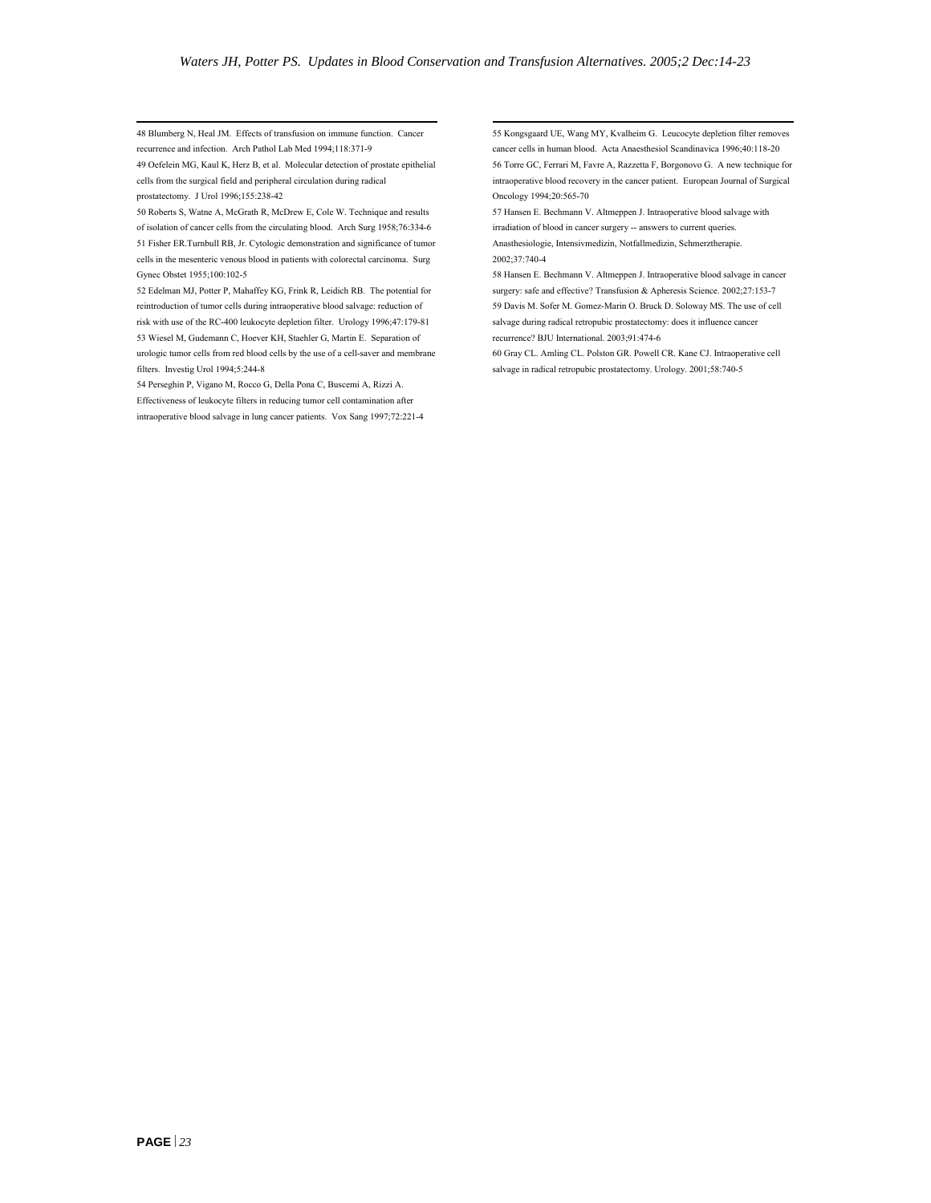48 Blumberg N, Heal JM. Effects of transfusion on immune function. Cancer recurrence and infection. Arch Pathol Lab Med 1994;118:371-9

49 Oefelein MG, Kaul K, Herz B, et al. Molecular detection of prostate epithelial cells from the surgical field and peripheral circulation during radical prostatectomy. J Urol 1996;155:238-42

50 Roberts S, Watne A, McGrath R, McDrew E, Cole W. Technique and results of isolation of cancer cells from the circulating blood. Arch Surg 1958;76:334-6

51 Fisher ER.Turnbull RB, Jr. Cytologic demonstration and significance of tumor cells in the mesenteric venous blood in patients with colorectal carcinoma. Surg Gynec Obstet 1955;100:102-5

52 Edelman MJ, Potter P, Mahaffey KG, Frink R, Leidich RB. The potential for reintroduction of tumor cells during intraoperative blood salvage: reduction of risk with use of the RC-400 leukocyte depletion filter. Urology 1996;47:179-81

53 Wiesel M, Gudemann C, Hoever KH, Staehler G, Martin E. Separation of urologic tumor cells from red blood cells by the use of a cell-saver and membrane filters. Investig Urol 1994;5:244-8

54 Perseghin P, Vigano M, Rocco G, Della Pona C, Buscemi A, Rizzi A. Effectiveness of leukocyte filters in reducing tumor cell contamination after intraoperative blood salvage in lung cancer patients. Vox Sang 1997;72:221-4

55 Kongsgaard UE, Wang MY, Kvalheim G. Leucocyte depletion filter removes cancer cells in human blood. Acta Anaesthesiol Scandinavica 1996;40:118-20

56 Torre GC, Ferrari M, Favre A, Razzetta F, Borgonovo G. A new technique for intraoperative blood recovery in the cancer patient. European Journal of Surgical Oncology 1994;20:565-70

57 Hansen E. Bechmann V. Altmeppen J. Intraoperative blood salvage with irradiation of blood in cancer surgery -- answers to current queries. Anasthesiologie, Intensivmedizin, Notfallmedizin, Schmerztherapie. 2002;37:740-4

58 Hansen E. Bechmann V. Altmeppen J. Intraoperative blood salvage in cancer surgery: safe and effective? Transfusion & Apheresis Science. 2002;27:153-7

59 Davis M. Sofer M. Gomez-Marin O. Bruck D. Soloway MS. The use of cell salvage during radical retropubic prostatectomy: does it influence cancer recurrence? BJU International. 2003;91:474-6

60 Gray CL. Amling CL. Polston GR. Powell CR. Kane CJ. Intraoperative cell salvage in radical retropubic prostatectomy. Urology. 2001;58:740-5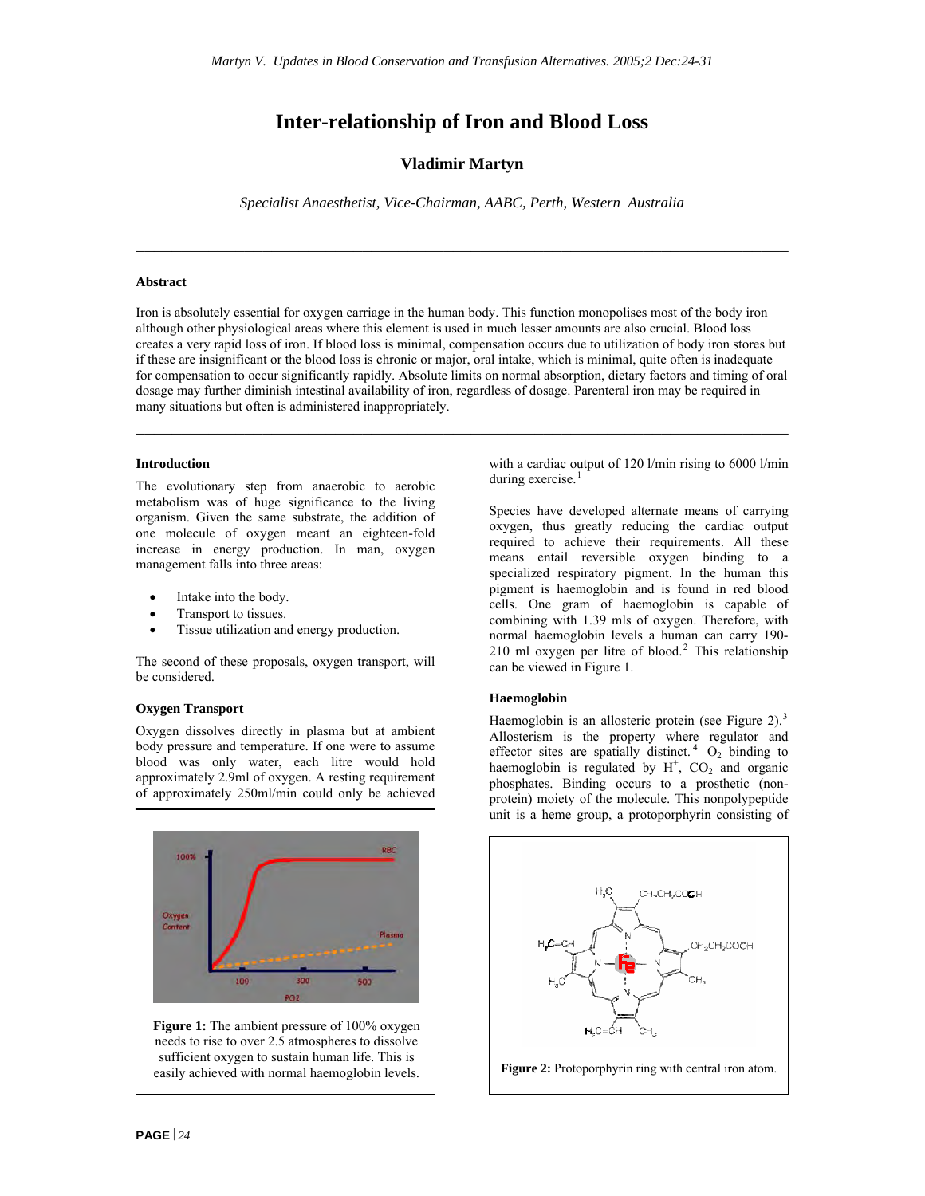# Inter-relationship of Iron and Blood Loss

**Vladimir Martyn**

*Specialist Anaesthetist, Vice-Chairman, AABC, Perth, Western Australia*

---

### Abstract

Iron is absolutely essential for oxygen carriage in the human body. This function monopolises most of the body iron although other physiological areas where this element is used in much lesser amounts are also crucial. Blood loss creates a very rapid loss of iron. If blood loss is minimal, compensation occurs due to utilization of body iron stores but if these are insignificant or the blood loss is chronic or major, oral intake, which is minimal, quite often is inadequate for compensation to occur significantly rapidly. Absolute limits on normal absorption, dietary factors and timing of oral dosage may further diminish intestinal availability of iron, regardless of dosage. Parenteral iron may be required in many situations but often is administered inappropriately.

---

### Introduction

The evolutionary step from anaerobic to aerobic metabolism was of huge significance to the living organism. Given the same substrate, the addition of one molecule of oxygen meant an eighteen-fold increase in energy production. In man, oxygen management falls into three areas:

- Intake into the body.
- Transport to tissues.
- Tissue utilization and energy production.

The second of these proposals, oxygen transport, will be considered.

### Oxygen Transport

Oxygen dissolves directly in plasma but at ambient body pressure and temperature. If one were to assume blood was only water, each litre would hold approximately 2.9ml of oxygen. A resting requirement of approximately 250ml/min could only be achieved with a cardiac output of 120 l/min rising to 6000 l/min during exercise.[1]

**Figure 1:** The ambient pressure of 100% oxygen needs to rise to over 2.5 atmospheres to dissolve sufficient oxygen to sustain human life. This is easily achieved with normal haemoglobin levels.

Species have developed alternate means of carrying oxygen, thus greatly reducing the cardiac output required to achieve their requirements. All these means entail reversible oxygen binding to a specialized respiratory pigment. In the human this pigment is haemoglobin and is found in red blood cells. One gram of haemoglobin is capable of combining with 1.39 mls of oxygen. Therefore, with normal haemoglobin levels a human can carry 190-210 ml oxygen per litre of blood.[2] This relationship can be viewed in Figure 1.

### Haemoglobin

Haemoglobin is an allosteric protein (see Figure 2).[3] Allosterism is the property where regulator and effector sites are spatially distinct.[4] $O_2$ binding to haemoglobin is regulated by $H^+$, $CO_2$ and organic phosphates. Binding occurs to a prosthetic (non-protein) moiety of the molecule. This nonpolypeptide unit is a heme group, a protoporphyrin consisting of

**Figure 2:** Protoporphyrin ring with central iron atom.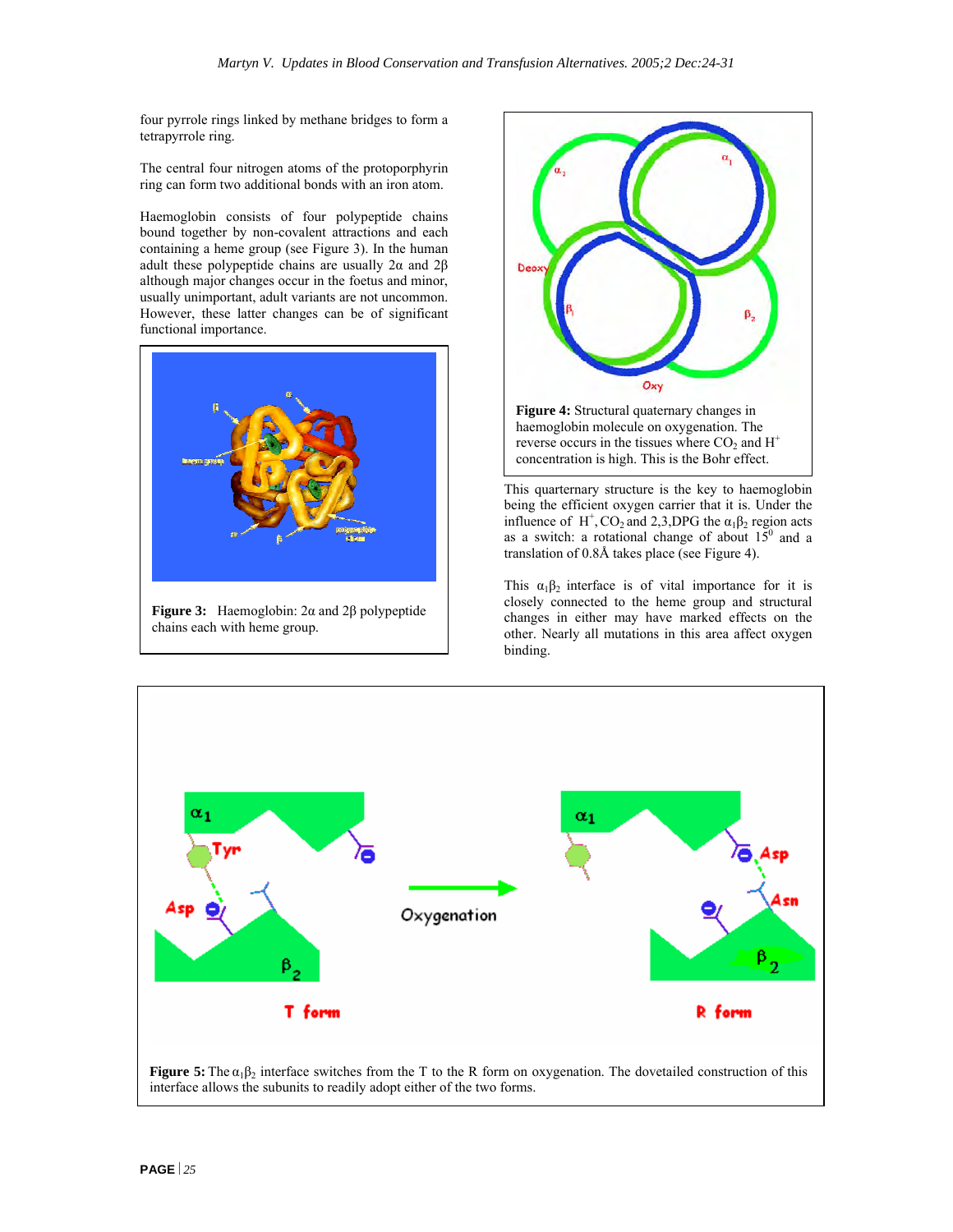four pyrrole rings linked by methane bridges to form a tetrapyrrole ring.

The central four nitrogen atoms of the protoporphyrin ring can form two additional bonds with an iron atom.

Haemoglobin consists of four polypeptide chains bound together by non-covalent attractions and each containing a heme group (see Figure 3). In the human adult these polypeptide chains are usually 2α and 2β although major changes occur in the foetus and minor, usually unimportant, adult variants are not uncommon. However, these latter changes can be of significant functional importance.

**Figure 3:** Haemoglobin: 2α and 2β polypeptide chains each with heme group.

**Figure 4:** Structural quarternary changes in haemoglobin molecule on oxygenation. The reverse occurs in the tissues where $CO_2$ and $H^+$ concentration is high. This is the Bohr effect.

This quarternary structure is the key to haemoglobin being the efficient oxygen carrier that it is. Under the influence of $H^+$, $CO_2$ and 2,3,DPG the $\alpha_1\beta_2$ region acts as a switch: a rotational change of about $15^0$ and a translation of 0.8Å takes place (see Figure 4).

This $\alpha_1\beta_2$ interface is of vital importance for it is closely connected to the heme group and structural changes in either may have marked effects on the other. Nearly all mutations in this area affect oxygen binding.

**Figure 5:** The $\alpha_1\beta_2$ interface switches from the T to the R form on oxygenation. The dovetailed construction of this interface allows the subunits to readily adopt either of the two forms.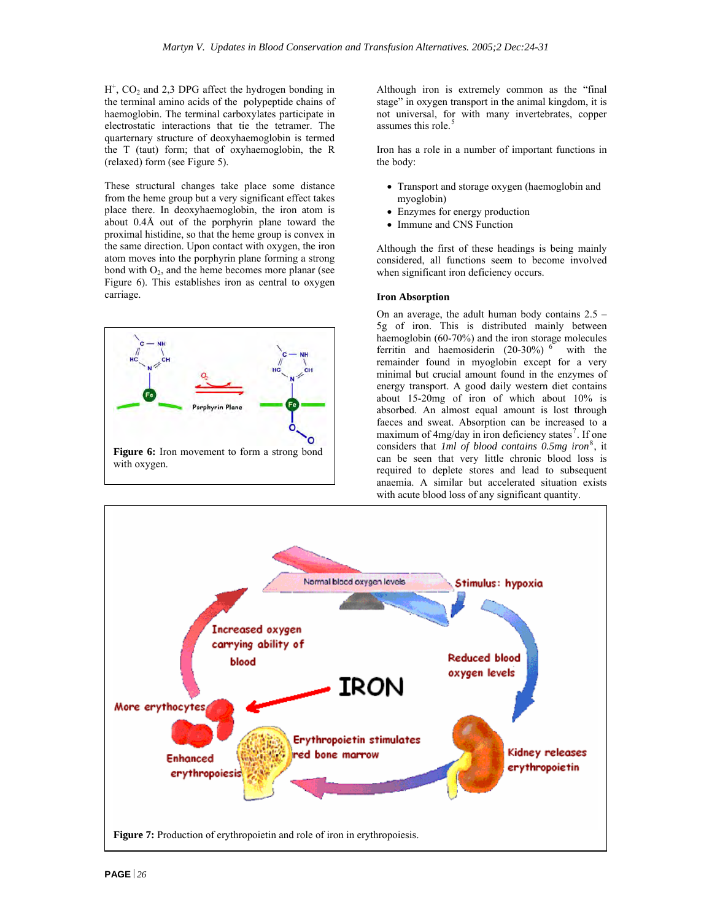$H^+$, $CO_2$ and 2,3 DPG affect the hydrogen bonding in the terminal amino acids of the polypeptide chains of haemoglobin. The terminal carboxylates participate in electrostatic interactions that tie the tetramer. The quarternary structure of deoxyhaemoglobin is termed the T (taut) form; that of oxyhaemoglobin, the R (relaxed) form (see Figure 5).

These structural changes take place some distance from the heme group but a very significant effect takes place there. In deoxyhaemoglobin, the iron atom is about 0.4Å out of the porphyrin plane toward the proximal histidine, so that the heme group is convex in the same direction. Upon contact with oxygen, the iron atom moves into the porphyrin plane forming a strong bond with $O_2$, and the heme becomes more planar (see Figure 6). This establishes iron as central to oxygen carriage.

**Figure 6:** Iron movement to form a strong bond with oxygen.

Although iron is extremely common as the "final stage" in oxygen transport in the animal kingdom, it is not universal, for with many invertebrates, copper assumes this role.[5]

Iron has a role in a number of important functions in the body:

- Transport and storage oxygen (haemoglobin and myoglobin)
- Enzymes for energy production
- Immune and CNS Function

Although the first of these headings is being mainly considered, all functions seem to become involved when significant iron deficiency occurs.

### Iron Absorption

On an average, the adult human body contains 2.5 – 5g of iron. This is distributed mainly between haemoglobin (60-70%) and the iron storage molecules ferritin and haemosiderin (20-30%) [6] with the remainder found in myoglobin except for a very minimal but crucial amount found in the enzymes of energy transport. A good daily western diet contains about 15-20mg of iron of which about 10% is absorbed. An almost equal amount is lost through faeces and sweat. Absorption can be increased to a maximum of 4mg/day in iron deficiency states[7]. If one considers that *1ml of blood contains 0.5mg iron*[8], it can be seen that very little chronic blood loss is required to deplete stores and lead to subsequent anaemia. A similar but accelerated situation exists with acute blood loss of any significant quantity.

**Figure 7:** Production of erythropoietin and role of iron in erythropoiesis.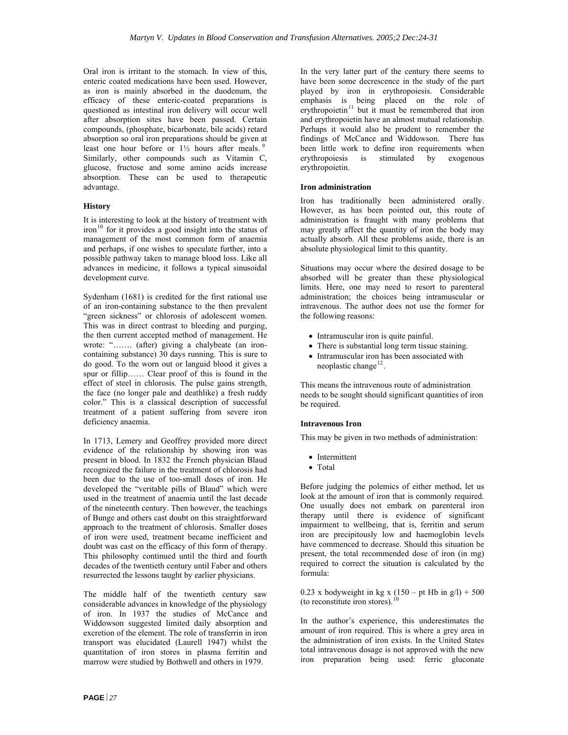Oral iron is irritant to the stomach. In view of this, enteric coated medications have been used. However, as iron is mainly absorbed in the duodenum, the efficacy of these enteric-coated preparations is questioned as intestinal iron delivery will occur well after absorption sites have been passed. Certain compounds, (phosphate, bicarbonate, bile acids) retard absorption so oral iron preparations should be given at least one hour before or 1½ hours after meals.[9] Similarly, other compounds such as Vitamin C, glucose, fructose and some amino acids increase absorption. These can be used to therapeutic advantage.

### History

It is interesting to look at the history of treatment with iron[10] for it provides a good insight into the status of management of the most common form of anaemia and perhaps, if one wishes to speculate further, into a possible pathway taken to manage blood loss. Like all advances in medicine, it follows a typical sinusoidal development curve.

Sydenham (1681) is credited for the first rational use of an iron-containing substance to the then prevalent "green sickness" or chlorosis of adolescent women. This was in direct contrast to bleeding and purging, the then current accepted method of management. He wrote: "……. (after) giving a chalybeate (an iron-containing substance) 30 days running. This is sure to do good. To the worn out or languid blood it gives a spur or fillip…… Clear proof of this is found in the effect of steel in chlorosis. The pulse gains strength, the face (no longer pale and deathlike) a fresh ruddy color." This is a classical description of successful treatment of a patient suffering from severe iron deficiency anaemia.

In 1713, Lemery and Geoffrey provided more direct evidence of the relationship by showing iron was present in blood. In 1832 the French physician Blaud recognized the failure in the treatment of chlorosis had been due to the use of too-small doses of iron. He developed the "veritable pills of Blaud" which were used in the treatment of anaemia until the last decade of the nineteenth century. Then however, the teachings of Bunge and others cast doubt on this straightforward approach to the treatment of chlorosis. Smaller doses of iron were used, treatment became inefficient and doubt was cast on the efficacy of this form of therapy. This philosophy continued until the third and fourth decades of the twentieth century until Faber and others resurrected the lessons taught by earlier physicians.

The middle half of the twentieth century saw considerable advances in knowledge of the physiology of iron. In 1937 the studies of McCance and Widdowson suggested limited daily absorption and excretion of the element. The role of transferrin in iron transport was elucidated (Laurell 1947) whilst the quantitation of iron stores in plasma ferritin and marrow were studied by Bothwell and others in 1979.

In the very latter part of the century there seems to have been some decrescence in the study of the part played by iron in erythropoiesis. Considerable emphasis is being placed on the role of erythropoietin[11] but it must be remembered that iron and erythropoietin have an almost mutual relationship. Perhaps it would also be prudent to remember the findings of McCance and Widdowson. There has been little work to define iron requirements when erythropoiesis is stimulated by exogenous erythropoietin.

### Iron administration

Iron has traditionally been administered orally. However, as has been pointed out, this route of administration is fraught with many problems that may greatly affect the quantity of iron the body may actually absorb. All these problems aside, there is an absolute physiological limit to this quantity.

Situations may occur where the desired dosage to be absorbed will be greater than these physiological limits. Here, one may need to resort to parenteral administration; the choices being intramuscular or intravenous. The author does not use the former for the following reasons:

- Intramuscular iron is quite painful.
- There is substantial long term tissue staining.
- Intramuscular iron has been associated with neoplastic change[12].

This means the intravenous route of administration needs to be sought should significant quantities of iron be required.

### Intravenous Iron

This may be given in two methods of administration:

- Intermittent
- Total

Before judging the polemics of either method, let us look at the amount of iron that is commonly required. One usually does not embark on parenteral iron therapy until there is evidence of significant impairment to wellbeing, that is, ferritin and serum iron are precipitously low and haemoglobin levels have commenced to decrease. Should this situation be present, the total recommended dose of iron (in mg) required to correct the situation is calculated by the formula:

0.23 x bodyweight in kg x (150 – pt Hb in g/l) + 500 (to reconstitute iron stores).[10]

In the author's experience, this underestimates the amount of iron required. This is where a grey area in the administration of iron exists. In the United States total intravenous dosage is not approved with the new iron preparation being used: ferric gluconate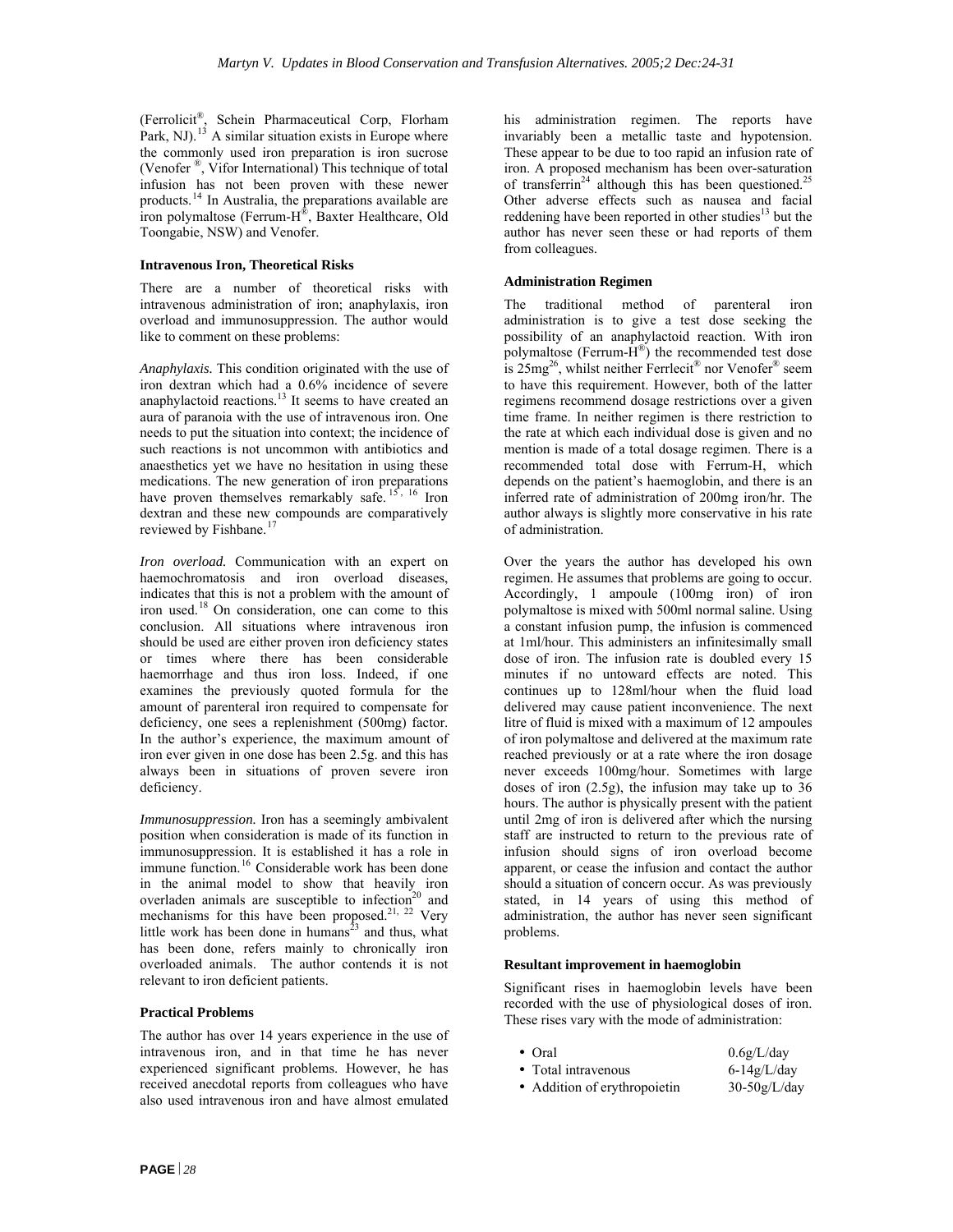(Ferrolicit®, Schein Pharmaceutical Corp, Florham Park, NJ).[13] A similar situation exists in Europe where the commonly used iron preparation is iron sucrose (Venofer ®, Vifor International) This technique of total infusion has not been proven with these newer products.[14] In Australia, the preparations available are iron polymaltose (Ferrum-H®, Baxter Healthcare, Old Toongabie, NSW) and Venofer.

**Intravenous Iron, Theoretical Risks**

There are a number of theoretical risks with intravenous administration of iron; anaphylaxis, iron overload and immunosuppression. The author would like to comment on these problems:

*Anaphylaxis.* This condition originated with the use of iron dextran which had a 0.6% incidence of severe anaphylactoid reactions.[13] It seems to have created an aura of paranoia with the use of intravenous iron. One needs to put the situation into context; the incidence of such reactions is not uncommon with antibiotics and anaesthetics yet we have no hesitation in using these medications. The new generation of iron preparations have proven themselves remarkably safe.[15, 16] Iron dextran and these new compounds are comparatively reviewed by Fishbane.[17]

*Iron overload.* Communication with an expert on haemochromatosis and iron overload diseases, indicates that this is not a problem with the amount of iron used.[18] On consideration, one can come to this conclusion. All situations where intravenous iron should be used are either proven iron deficiency states or times where there has been considerable haemorrhage and thus iron loss. Indeed, if one examines the previously quoted formula for the amount of parenteral iron required to compensate for deficiency, one sees a replenishment (500mg) factor. In the author's experience, the maximum amount of iron ever given in one dose has been 2.5g. and this has always been in situations of proven severe iron deficiency.

*Immunosuppression.* Iron has a seemingly ambivalent position when consideration is made of its function in immunosuppression. It is established it has a role in immune function.[16] Considerable work has been done in the animal model to show that heavily iron overladen animals are susceptible to infection[20] and mechanisms for this have been proposed.[21, 22] Very little work has been done in humans[23] and thus, what has been done, refers mainly to chronically iron overloaded animals. The author contends it is not relevant to iron deficient patients.

**Practical Problems**

The author has over 14 years experience in the use of intravenous iron, and in that time he has never experienced significant problems. However, he has received anecdotal reports from colleagues who have also used intravenous iron and have almost emulated his administration regimen. The reports have invariably been a metallic taste and hypotension. These appear to be due to too rapid an infusion rate of iron. A proposed mechanism has been over-saturation of transferrin[24] although this has been questioned.[25] Other adverse effects such as nausea and facial reddening have been reported in other studies[13] but the author has never seen these or had reports of them from colleagues.

**Administration Regimen**

The traditional method of parenteral iron administration is to give a test dose seeking the possibility of an anaphylactoid reaction. With iron polymaltose (Ferrum-H®) the recommended test dose is 25mg[26], whilst neither Ferrlecit® nor Venofer® seem to have this requirement. However, both of the latter regimens recommend dosage restrictions over a given time frame. In neither regimen is there restriction to the rate at which each individual dose is given and no mention is made of a total dosage regimen. There is a recommended total dose with Ferrum-H, which depends on the patient's haemoglobin, and there is an inferred rate of administration of 200mg iron/hr. The author always is slightly more conservative in his rate of administration.

Over the years the author has developed his own regimen. He assumes that problems are going to occur. Accordingly, 1 ampoule (100mg iron) of iron polymaltose is mixed with 500ml normal saline. Using a constant infusion pump, the infusion is commenced at 1ml/hour. This administers an infinitesimally small dose of iron. The infusion rate is doubled every 15 minutes if no untoward effects are noted. This continues up to 128ml/hour when the fluid load delivered may cause patient inconvenience. The next litre of fluid is mixed with a maximum of 12 ampoules of iron polymaltose and delivered at the maximum rate reached previously or at a rate where the iron dosage never exceeds 100mg/hour. Sometimes with large doses of iron (2.5g), the infusion may take up to 36 hours. The author is physically present with the patient until 2mg of iron is delivered after which the nursing staff are instructed to return to the previous rate of infusion should signs of iron overload become apparent, or cease the infusion and contact the author should a situation of concern occur. As was previously stated, in 14 years of using this method of administration, the author has never seen significant problems.

**Resultant improvement in haemoglobin**

Significant rises in haemoglobin levels have been recorded with the use of physiological doses of iron. These rises vary with the mode of administration:

| | |
|---|---|
| • Oral | 0.6g/L/day |
| • Total intravenous | 6-14g/L/day |
| • Addition of erythropoietin | 30-50g/L/day |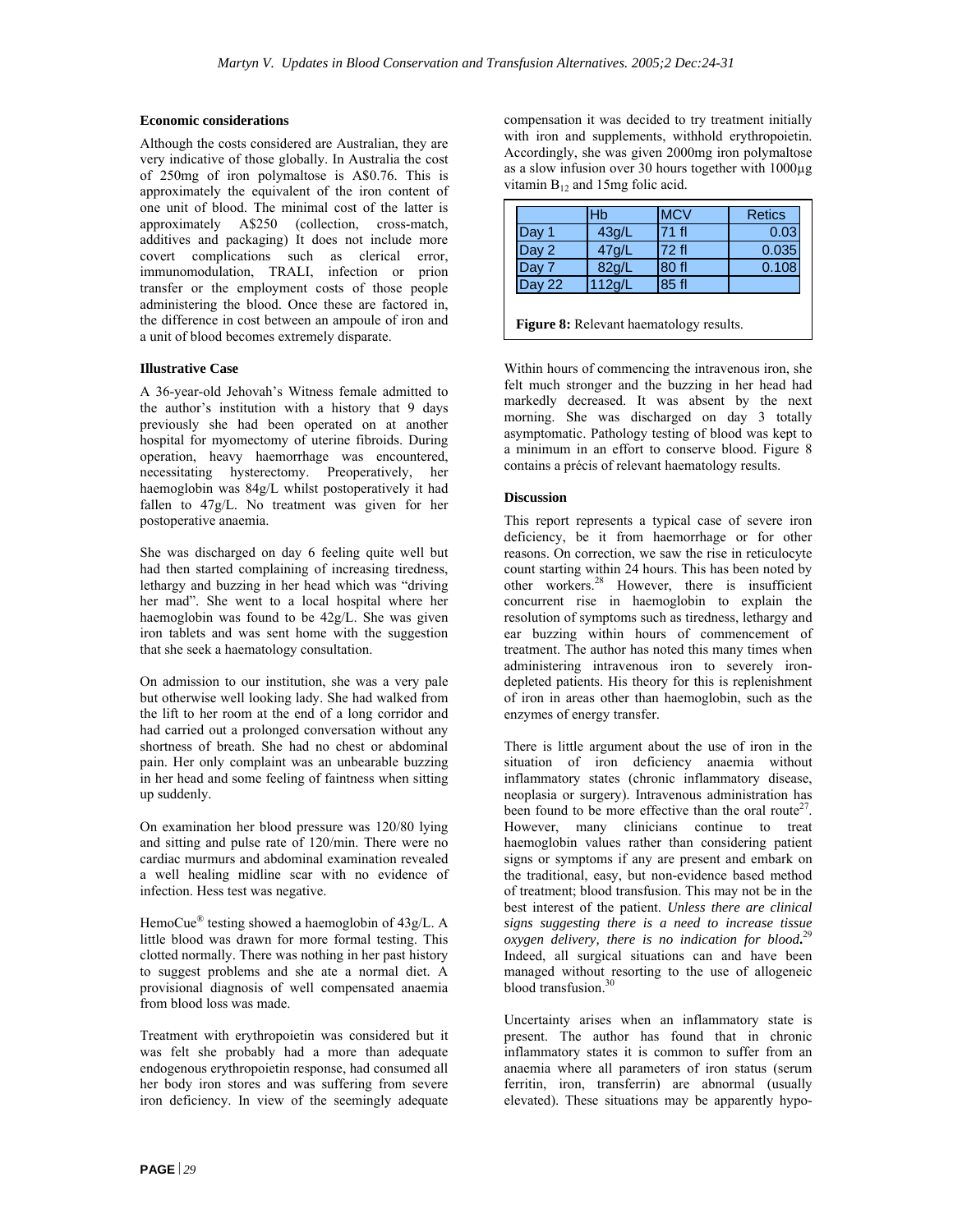### Economic considerations

Although the costs considered are Australian, they are very indicative of those globally. In Australia the cost of 250mg of iron polymaltose is A$0.76. This is approximately the equivalent of the iron content of one unit of blood. The minimal cost of the latter is approximately A$250 (collection, cross-match, additives and packaging) It does not include more covert complications such as clerical error, immunomodulation, TRALI, infection or prion transfer or the employment costs of those people administering the blood. Once these are factored in, the difference in cost between an ampoule of iron and a unit of blood becomes extremely disparate.

### Illustrative Case

A 36-year-old Jehovah's Witness female admitted to the author's institution with a history that 9 days previously she had been operated on at another hospital for myomectomy of uterine fibroids. During operation, heavy haemorrhage was encountered, necessitating hysterectomy. Preoperatively, her haemoglobin was 84g/L whilst postoperatively it had fallen to 47g/L. No treatment was given for her postoperative anaemia.

She was discharged on day 6 feeling quite well but had then started complaining of increasing tiredness, lethargy and buzzing in her head which was "driving her mad". She went to a local hospital where her haemoglobin was found to be 42g/L. She was given iron tablets and was sent home with the suggestion that she seek a haematology consultation.

On admission to our institution, she was a very pale but otherwise well looking lady. She had walked from the lift to her room at the end of a long corridor and had carried out a prolonged conversation without any shortness of breath. She had no chest or abdominal pain. Her only complaint was an unbearable buzzing in her head and some feeling of faintness when sitting up suddenly.

On examination her blood pressure was 120/80 lying and sitting and pulse rate of 120/min. There were no cardiac murmurs and abdominal examination revealed a well healing midline scar with no evidence of infection. Hess test was negative.

HemoCue® testing showed a haemoglobin of 43g/L. A little blood was drawn for more formal testing. This clotted normally. There was nothing in her past history to suggest problems and she ate a normal diet. A provisional diagnosis of well compensated anaemia from blood loss was made.

Treatment with erythropoietin was considered but it was felt she probably had a more than adequate endogenous erythropoietin response, had consumed all her body iron stores and was suffering from severe iron deficiency. In view of the seemingly adequate compensation it was decided to try treatment initially with iron and supplements, withhold erythropoietin. Accordingly, she was given 2000mg iron polymaltose as a slow infusion over 30 hours together with 1000µg vitamin $B_{12}$ and 15mg folic acid.

| | Hb | MCV | Retics |
|---|---|---|---|
| Day 1 | 43g/L | 71 fl | 0.03 |
| Day 2 | 47g/L | 72 fl | 0.035 |
| Day 7 | 82g/L | 80 fl | 0.108 |
| Day 22 | 112g/L | 85 fl | |

**Figure 8:** Relevant haematology results.

Within hours of commencing the intravenous iron, she felt much stronger and the buzzing in her head had markedly decreased. It was absent by the next morning. She was discharged on day 3 totally asymptomatic. Pathology testing of blood was kept to a minimum in an effort to conserve blood. Figure 8 contains a précis of relevant haematology results.

### Discussion

This report represents a typical case of severe iron deficiency, be it from haemorrhage or for other reasons. On correction, we saw the rise in reticulocyte count starting within 24 hours. This has been noted by other workers.[28] However, there is insufficient concurrent rise in haemoglobin to explain the resolution of symptoms such as tiredness, lethargy and ear buzzing within hours of commencement of treatment. The author has noted this many times when administering intravenous iron to severely iron-depleted patients. His theory for this is replenishment of iron in areas other than haemoglobin, such as the enzymes of energy transfer.

There is little argument about the use of iron in the situation of iron deficiency anaemia without inflammatory states (chronic inflammatory disease, neoplasia or surgery). Intravenous administration has been found to be more effective than the oral route[27]. However, many clinicians continue to treat haemoglobin values rather than considering patient signs or symptoms if any are present and embark on the traditional, easy, but non-evidence based method of treatment; blood transfusion. This may not be in the best interest of the patient. *Unless there are clinical signs suggesting there is a need to increase tissue oxygen delivery, there is no indication for blood.*[29] Indeed, all surgical situations can and have been managed without resorting to the use of allogeneic blood transfusion.[30]

Uncertainty arises when an inflammatory state is present. The author has found that in chronic inflammatory states it is common to suffer from an anaemia where all parameters of iron status (serum ferritin, iron, transferrin) are abnormal (usually elevated). These situations may be apparently hypo-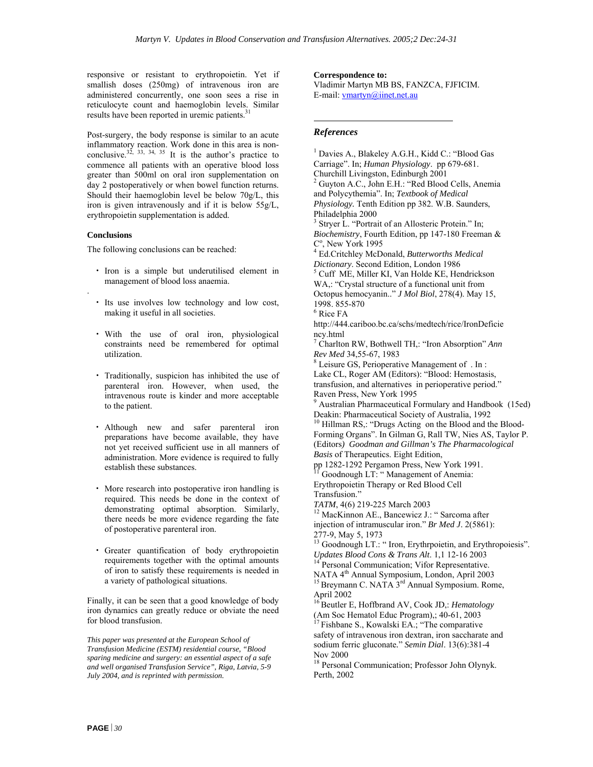responsive or resistant to erythropoietin. Yet if smallish doses (250mg) of intravenous iron are administered concurrently, one soon sees a rise in reticulocyte count and haemoglobin levels. Similar results have been reported in uremic patients.[31]

Post-surgery, the body response is similar to an acute inflammatory reaction. Work done in this area is non-conclusive.[32, 33, 34, 35] It is the author's practice to commence all patients with an operative blood loss greater than 500ml on oral iron supplementation on day 2 postoperatively or when bowel function returns. Should their haemoglobin level be below 70g/L, this iron is given intravenously and if it is below 55g/L, erythropoietin supplementation is added.

### Conclusions

The following conclusions can be reached:

- Iron is a simple but underutilised element in management of blood loss anaemia.

.

- Its use involves low technology and low cost, making it useful in all societies.
- With the use of oral iron, physiological constraints need be remembered for optimal utilization.
- Traditionally, suspicion has inhibited the use of parenteral iron. However, when used, the intravenous route is kinder and more acceptable to the patient.
- Although new and safer parenteral iron preparations have become available, they have not yet received sufficient use in all manners of administration. More evidence is required to fully establish these substances.
- More research into postoperative iron handling is required. This needs be done in the context of demonstrating optimal absorption. Similarly, there needs be more evidence regarding the fate of postoperative parenteral iron.
- Greater quantification of body erythropoietin requirements together with the optimal amounts of iron to satisfy these requirements is needed in a variety of pathological situations.

Finally, it can be seen that a good knowledge of body iron dynamics can greatly reduce or obviate the need for blood transfusion.

*This paper was presented at the European School of Transfusion Medicine (ESTM) residential course, "Blood sparing medicine and surgery: an essential aspect of a safe and well organised Transfusion Service", Riga, Latvia, 5-9 July 2004, and is reprinted with permission.*

**Correspondence to:**
Vladimir Martyn MB BS, FANZCA, FJFICIM.
E-mail: vmartyn@iinet.net.au

## References

1. Davies A., Blakeley A.G.H., Kidd C.: "Blood Gas Carriage". In; *Human Physiology*. pp 679-681. Churchill Livingston, Edinburgh 2001
2. Guyton A.C., John E.H.: "Red Blood Cells, Anemia and Polycythemia". In; *Textbook of Medical Physiology.* Tenth Edition pp 382. W.B. Saunders, Philadelphia 2000
3. Stryer L. "Portrait of an Allosteric Protein." In; *Biochemistry*, Fourth Edition, pp 147-180 Freeman & C°, New York 1995
4. Ed.Critchley McDonald, *Butterworths Medical Dictionary*. Second Edition, London 1986
5. Cuff ME, Miller KI, Van Holde KE, Hendrickson WA,: "Crystal structure of a functional unit from Octopus hemocyanin.." *J Mol Biol*, 278(4). May 15, 1998. 855-870
6. Rice FA http://444.cariboo.bc.ca/schs/medtech/rice/IronDeficiency.html
7. Charlton RW, Bothwell TH,: "Iron Absorption" *Ann Rev Med* 34,55-67, 1983
8. Leisure GS, Perioperative Management of . In : Lake CL, Roger AM (Editors): "Blood: Hemostasis, transfusion, and alternatives in perioperative period." Raven Press, New York 1995
9. Australian Pharmaceutical Formulary and Handbook (15ed) Deakin: Pharmaceutical Society of Australia, 1992
10. Hillman RS,: "Drugs Acting on the Blood and the Blood-Forming Organs". In Gilman G, Rall TW, Nies AS, Taylor P. (Editors) *Goodman and Gillman's The Pharmacological Basis* of Therapeutics. Eight Edition, pp 1282-1292 Pergamon Press, New York 1991.
11. Goodnough LT: " Management of Anemia: Erythropoietin Therapy or Red Blood Cell Transfusion." *TATM*, 4(6) 219-225 March 2003
12. MacKinnon AE., Bancewicz J.: " Sarcoma after injection of intramuscular iron." *Br Med J*. 2(5861): 277-9, May 5, 1973
13. Goodnough LT.: " Iron, Erythrpoietin, and Erythropoiesis". *Updates Blood Cons & Trans Alt*. 1,1 12-16 2003
14. Personal Communication; Vifor Representative. NATA 4th Annual Symposium, London, April 2003
15. Breymann C. NATA 3rd Annual Symposium. Rome, April 2002
16. Beutler E, Hoffbrand AV, Cook JD,: *Hematology* (Am Soc Hematol Educ Program),; 40-61, 2003
17. Fishbane S., Kowalski EA.; "The comparative safety of intravenous iron dextran, iron saccharate and sodium ferric gluconate." *Semin Dial*. 13(6):381-4 Nov 2000
18. Personal Communication; Professor John Olynyk. Perth, 2002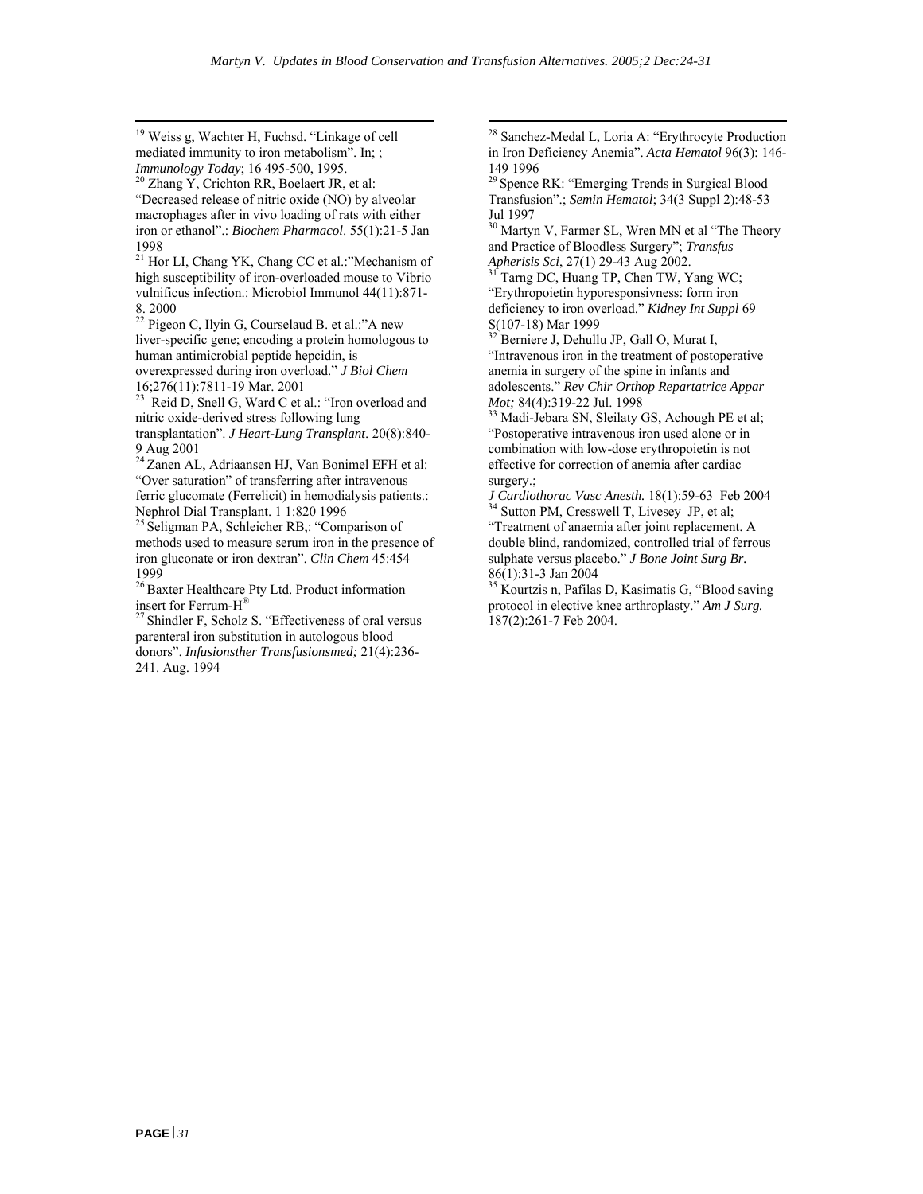[19] Weiss g, Wachter H, Fuchsd. "Linkage of cell mediated immunity to iron metabolism". In; ; *Immunology Today*; 16 495-500, 1995.

[20] Zhang Y, Crichton RR, Boelaert JR, et al: "Decreased release of nitric oxide (NO) by alveolar macrophages after in vivo loading of rats with either iron or ethanol".: *Biochem Pharmacol*. 55(1):21-5 Jan 1998

[21] Hor LI, Chang YK, Chang CC et al.:"Mechanism of high susceptibility of iron-overloaded mouse to Vibrio vulnificus infection.: Microbiol Immunol 44(11):871-8. 2000

[22] Pigeon C, Ilyin G, Courselaud B. et al.:"A new liver-specific gene; encoding a protein homologous to human antimicrobial peptide hepcidin, is overexpressed during iron overload." *J Biol Chem* 16;276(11):7811-19 Mar. 2001

[23] Reid D, Snell G, Ward C et al.: "Iron overload and nitric oxide-derived stress following lung transplantation". *J Heart-Lung Transplant*. 20(8):840-9 Aug 2001

[24] Zanen AL, Adriaansen HJ, Van Bonimel EFH et al: "Over saturation" of transferring after intravenous ferric glucomate (Ferrelicit) in hemodialysis patients.: Nephrol Dial Transplant. 1 1:820 1996

[25] Seligman PA, Schleicher RB,: "Comparison of methods used to measure serum iron in the presence of iron gluconate or iron dextran". *Clin Chem* 45:454 1999

[26] Baxter Healthcare Pty Ltd. Product information insert for Ferrum-H®

[27] Shindler F, Scholz S. "Effectiveness of oral versus parenteral iron substitution in autologous blood donors". *Infusionsther Transfusionsmed;* 21(4):236-241. Aug. 1994

[28] Sanchez-Medal L, Loria A: "Erythrocyte Production in Iron Deficiency Anemia". *Acta Hematol* 96(3): 146-149 1996

[29] Spence RK: "Emerging Trends in Surgical Blood Transfusion".; *Semin Hematol*; 34(3 Suppl 2):48-53 Jul 1997

[30] Martyn V, Farmer SL, Wren MN et al "The Theory and Practice of Bloodless Surgery"; *Transfus Apherisis Sci*, 27(1) 29-43 Aug 2002.

[31] Tarng DC, Huang TP, Chen TW, Yang WC; "Erythropoietin hyporesponsivness: form iron deficiency to iron overload." *Kidney Int Suppl* 69 S(107-18) Mar 1999

[32] Berniere J, Dehullu JP, Gall O, Murat I, "Intravenous iron in the treatment of postoperative anemia in surgery of the spine in infants and adolescents." *Rev Chir Orthop Repartatrice Appar Mot;* 84(4):319-22 Jul. 1998

[33] Madi-Jebara SN, Sleilaty GS, Achough PE et al; "Postoperative intravenous iron used alone or in combination with low-dose erythropoietin is not effective for correction of anemia after cardiac surgery.; *J Cardiothorac Vasc Anesth.* 18(1):59-63 Feb 2004

[34] Sutton PM, Cresswell T, Livesey JP, et al; "Treatment of anaemia after joint replacement. A double blind, randomized, controlled trial of ferrous sulphate versus placebo." *J Bone Joint Surg Br.* 86(1):31-3 Jan 2004

[35] Kourtzis n, Pafilas D, Kasimatis G, "Blood saving protocol in elective knee arthroplasty." *Am J Surg.* 187(2):261-7 Feb 2004.